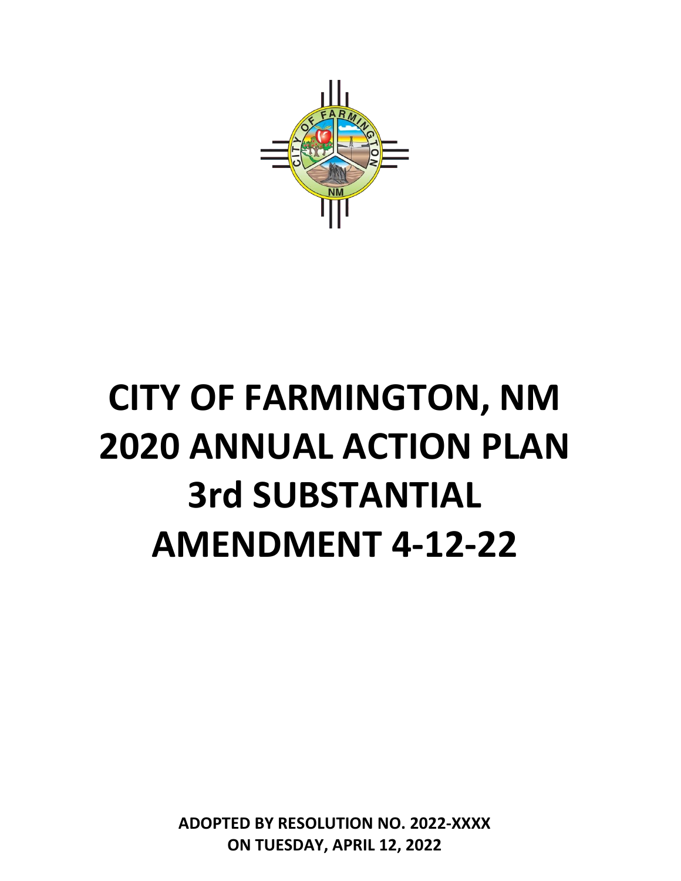# CITY OF FARMINGTON, NM 2020 ANNUAL ACTION PLAN 3rd SUBSTANTIAL AMENDMENT 4-12-22

**ADOPTED BY RESOLUTION NO. 2022-XXXX ON TUESDAY, APRIL 12, 2022**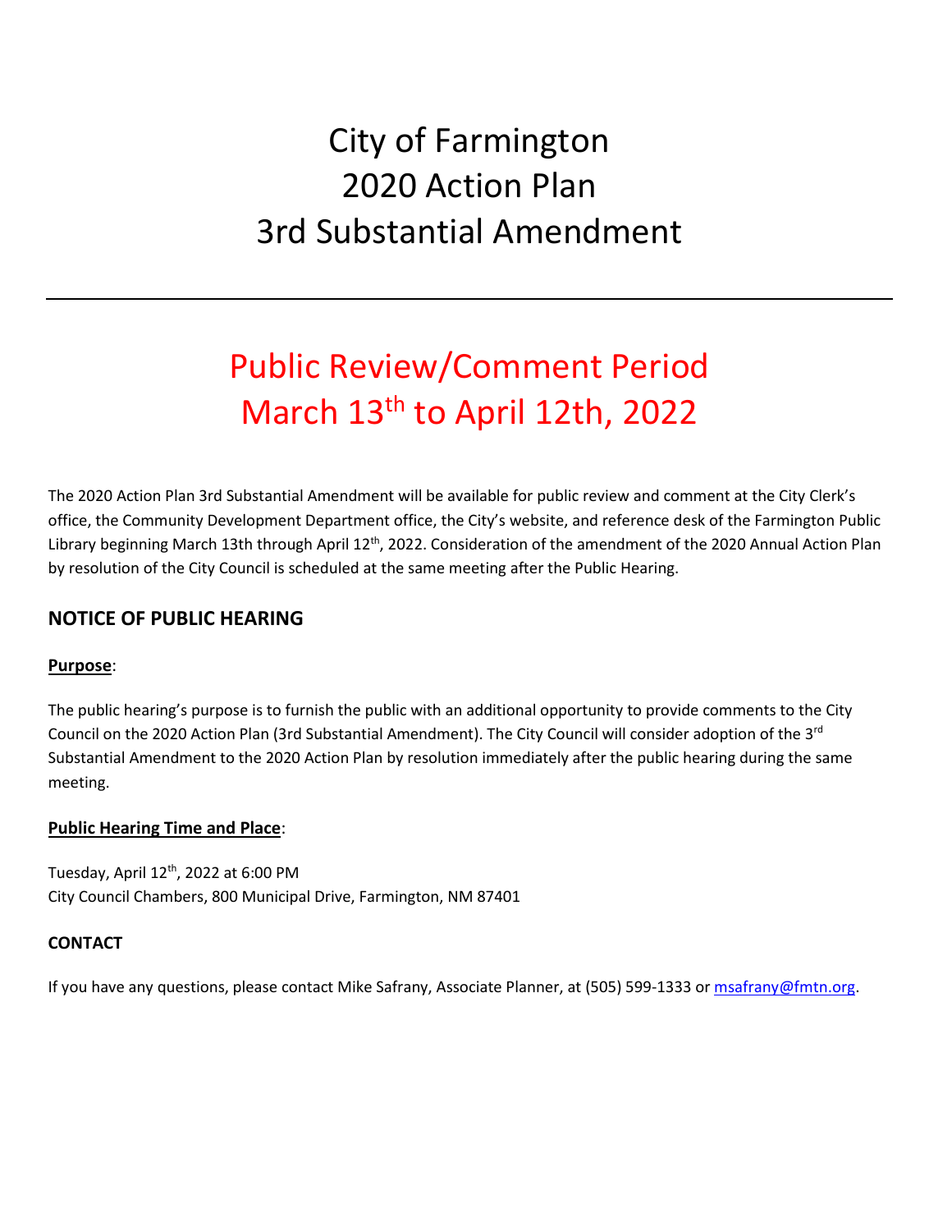# City of Farmington
# 2020 Action Plan
# 3rd Substantial Amendment

---

## Public Review/Comment Period
## March 13th to April 12th, 2022

The 2020 Action Plan 3rd Substantial Amendment will be available for public review and comment at the City Clerk's office, the Community Development Department office, the City's website, and reference desk of the Farmington Public Library beginning March 13th through April 12th, 2022. Consideration of the amendment of the 2020 Annual Action Plan by resolution of the City Council is scheduled at the same meeting after the Public Hearing.

### NOTICE OF PUBLIC HEARING

**Purpose**:

The public hearing's purpose is to furnish the public with an additional opportunity to provide comments to the City Council on the 2020 Action Plan (3rd Substantial Amendment). The City Council will consider adoption of the 3rd Substantial Amendment to the 2020 Action Plan by resolution immediately after the public hearing during the same meeting.

**Public Hearing Time and Place**:

Tuesday, April 12th, 2022 at 6:00 PM
City Council Chambers, 800 Municipal Drive, Farmington, NM 87401

**CONTACT**

If you have any questions, please contact Mike Safrany, Associate Planner, at (505) 599-1333 or msafrany@fmtn.org.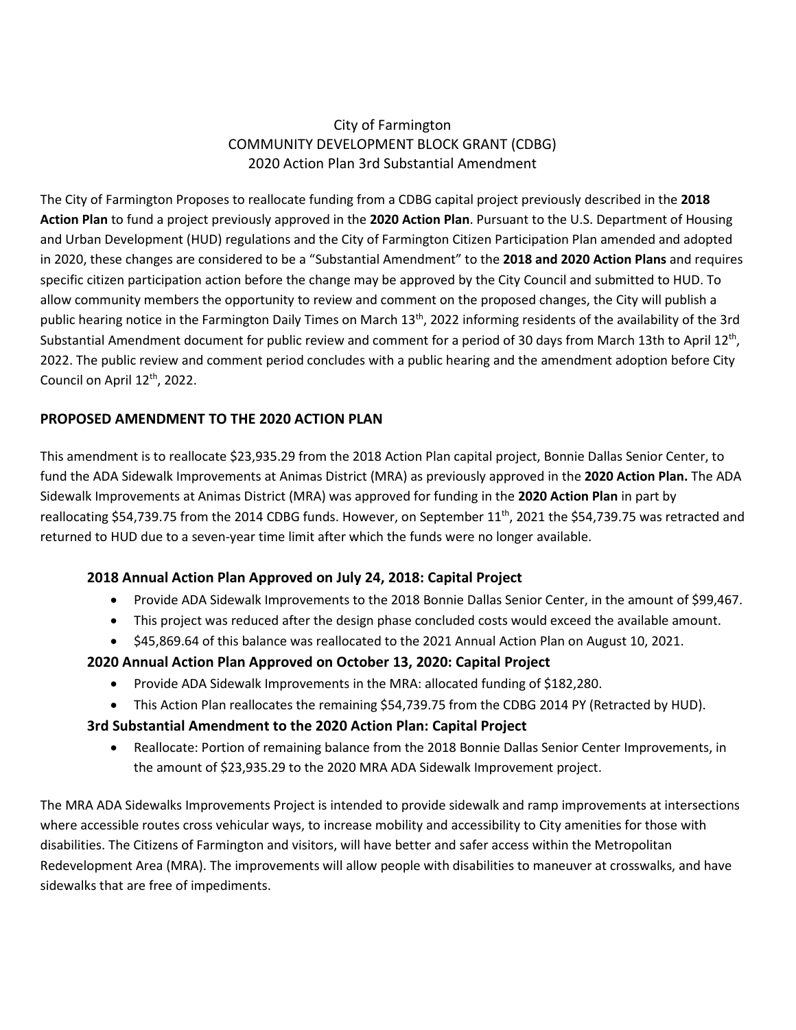City of Farmington
COMMUNITY DEVELOPMENT BLOCK GRANT (CDBG)
2020 Action Plan 3rd Substantial Amendment

The City of Farmington Proposes to reallocate funding from a CDBG capital project previously described in the **2018 Action Plan** to fund a project previously approved in the **2020 Action Plan**. Pursuant to the U.S. Department of Housing and Urban Development (HUD) regulations and the City of Farmington Citizen Participation Plan amended and adopted in 2020, these changes are considered to be a "Substantial Amendment" to the **2018 and 2020 Action Plans** and requires specific citizen participation action before the change may be approved by the City Council and submitted to HUD. To allow community members the opportunity to review and comment on the proposed changes, the City will publish a public hearing notice in the Farmington Daily Times on March 13th, 2022 informing residents of the availability of the 3rd Substantial Amendment document for public review and comment for a period of 30 days from March 13th to April 12th, 2022. The public review and comment period concludes with a public hearing and the amendment adoption before City Council on April 12th, 2022.

## PROPOSED AMENDMENT TO THE 2020 ACTION PLAN

This amendment is to reallocate $23,935.29 from the 2018 Action Plan capital project, Bonnie Dallas Senior Center, to fund the ADA Sidewalk Improvements at Animas District (MRA) as previously approved in the **2020 Action Plan.** The ADA Sidewalk Improvements at Animas District (MRA) was approved for funding in the **2020 Action Plan** in part by reallocating $54,739.75 from the 2014 CDBG funds. However, on September 11th, 2021 the $54,739.75 was retracted and returned to HUD due to a seven-year time limit after which the funds were no longer available.

### 2018 Annual Action Plan Approved on July 24, 2018: Capital Project

- Provide ADA Sidewalk Improvements to the 2018 Bonnie Dallas Senior Center, in the amount of $99,467.
- This project was reduced after the design phase concluded costs would exceed the available amount.
- $45,869.64 of this balance was reallocated to the 2021 Annual Action Plan on August 10, 2021.

### 2020 Annual Action Plan Approved on October 13, 2020: Capital Project

- Provide ADA Sidewalk Improvements in the MRA: allocated funding of $182,280.
- This Action Plan reallocates the remaining $54,739.75 from the CDBG 2014 PY (Retracted by HUD).

### 3rd Substantial Amendment to the 2020 Action Plan: Capital Project

- Reallocate: Portion of remaining balance from the 2018 Bonnie Dallas Senior Center Improvements, in the amount of $23,935.29 to the 2020 MRA ADA Sidewalk Improvement project.

The MRA ADA Sidewalks Improvements Project is intended to provide sidewalk and ramp improvements at intersections where accessible routes cross vehicular ways, to increase mobility and accessibility to City amenities for those with disabilities. The Citizens of Farmington and visitors, will have better and safer access within the Metropolitan Redevelopment Area (MRA). The improvements will allow people with disabilities to maneuver at crosswalks, and have sidewalks that are free of impediments.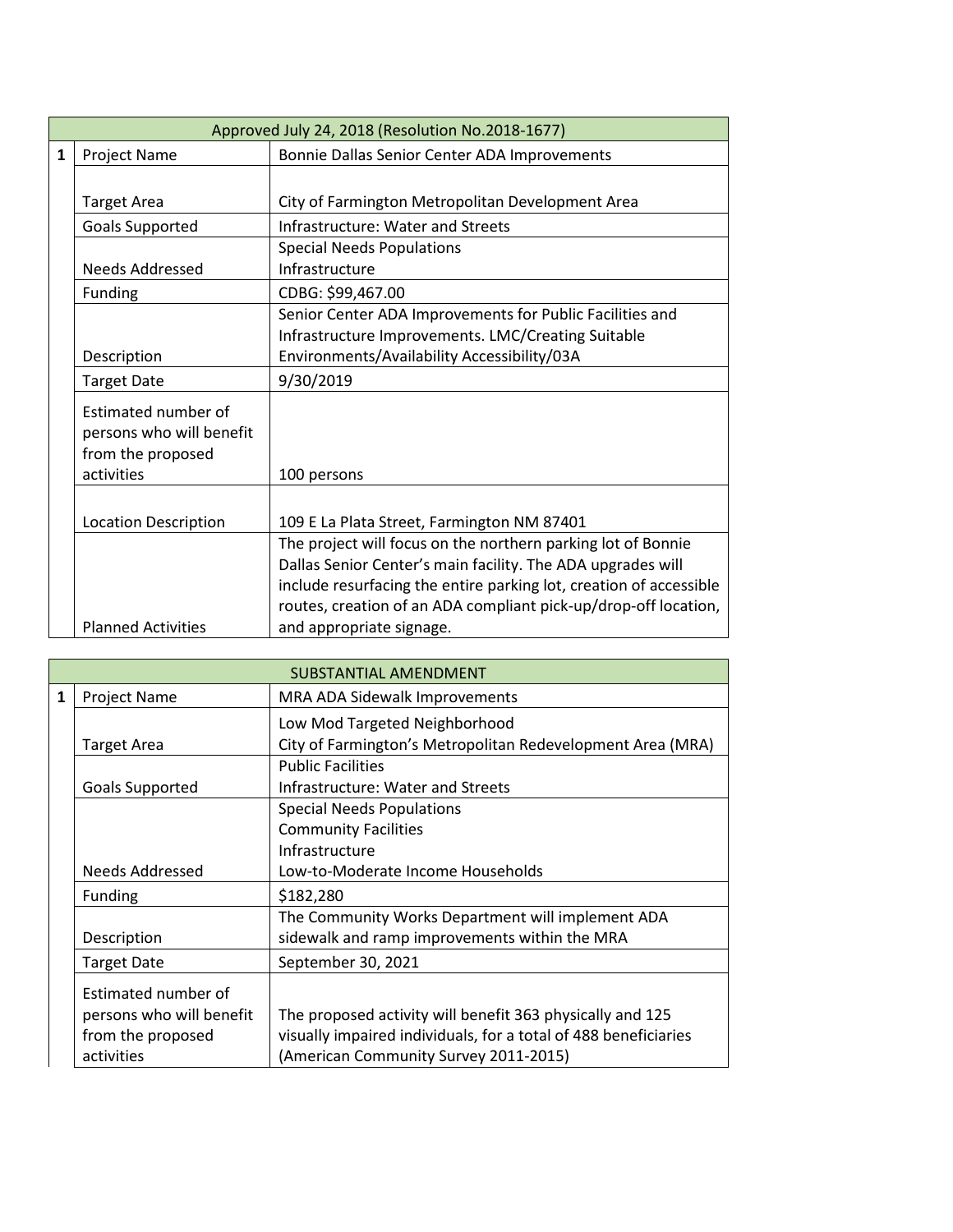| Approved July 24, 2018 (Resolution No.2018-1677) | | |
|---|---|---|
| **1** | Project Name | Bonnie Dallas Senior Center ADA Improvements |
| | Target Area | City of Farmington Metropolitan Development Area |
| | Goals Supported | Infrastructure: Water and Streets |
| | Needs Addressed | Special Needs Populations<br>Infrastructure |
| | Funding | CDBG: $99,467.00 |
| | Description | Senior Center ADA Improvements for Public Facilities and Infrastructure Improvements. LMC/Creating Suitable Environments/Availability Accessibility/03A |
| | Target Date | 9/30/2019 |
| | Estimated number of persons who will benefit from the proposed activities | 100 persons |
| | Location Description | 109 E La Plata Street, Farmington NM 87401 |
| | Planned Activities | The project will focus on the northern parking lot of Bonnie Dallas Senior Center's main facility. The ADA upgrades will include resurfacing the entire parking lot, creation of accessible routes, creation of an ADA compliant pick-up/drop-off location, and appropriate signage. |

| SUBSTANTIAL AMENDMENT | | |
|---|---|---|
| **1** | Project Name | MRA ADA Sidewalk Improvements |
| | Target Area | Low Mod Targeted Neighborhood<br>City of Farmington's Metropolitan Redevelopment Area (MRA) |
| | Goals Supported | Public Facilities<br>Infrastructure: Water and Streets |
| | Needs Addressed | Special Needs Populations<br>Community Facilities<br>Infrastructure<br>Low-to-Moderate Income Households |
| | Funding | $182,280 |
| | Description | The Community Works Department will implement ADA sidewalk and ramp improvements within the MRA |
| | Target Date | September 30, 2021 |
| | Estimated number of persons who will benefit from the proposed activities | The proposed activity will benefit 363 physically and 125 visually impaired individuals, for a total of 488 beneficiaries (American Community Survey 2011-2015) |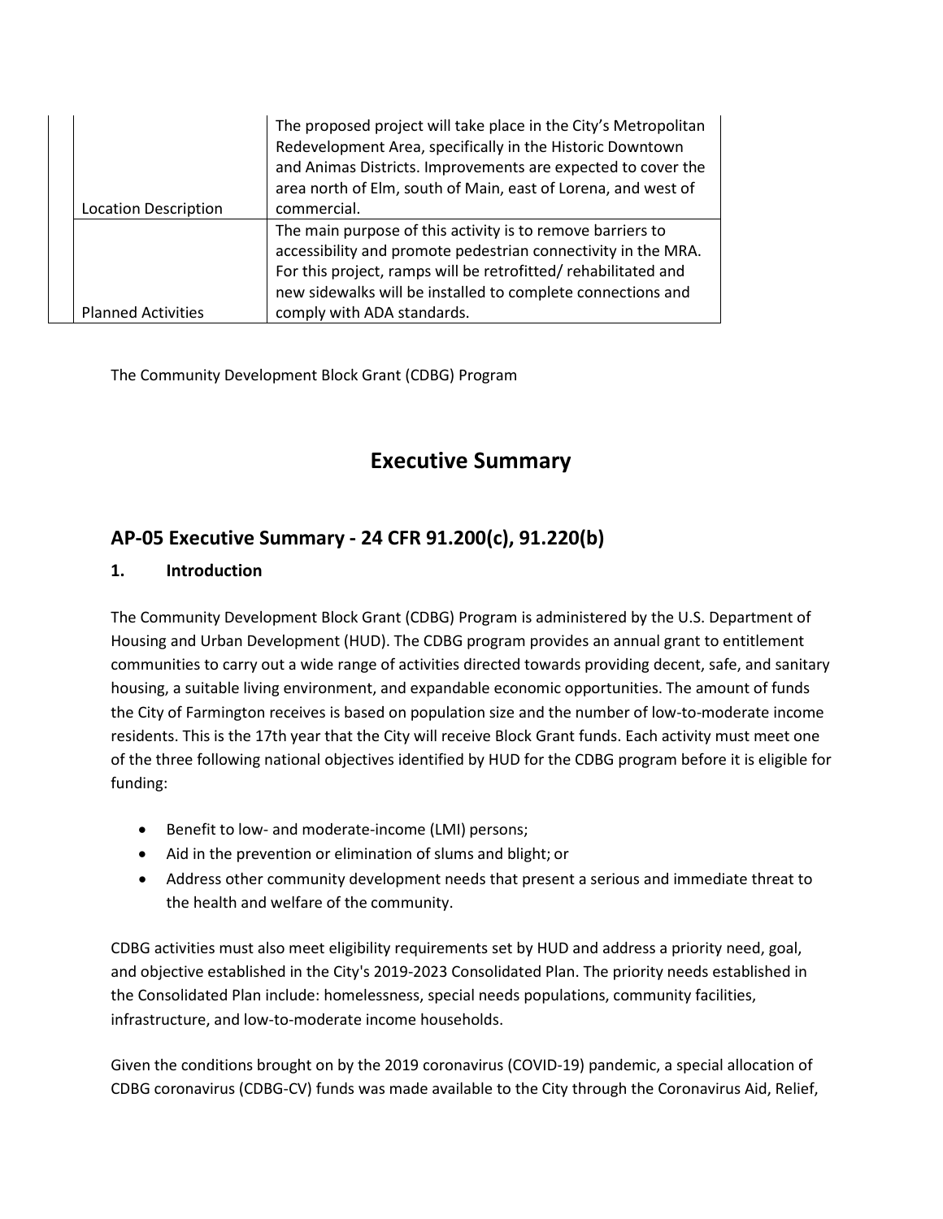| | |
|---|---|
| Location Description | The proposed project will take place in the City's Metropolitan Redevelopment Area, specifically in the Historic Downtown and Animas Districts. Improvements are expected to cover the area north of Elm, south of Main, east of Lorena, and west of commercial. |
| Planned Activities | The main purpose of this activity is to remove barriers to accessibility and promote pedestrian connectivity in the MRA. For this project, ramps will be retrofitted/ rehabilitated and new sidewalks will be installed to complete connections and comply with ADA standards. |

The Community Development Block Grant (CDBG) Program

# Executive Summary

## AP-05 Executive Summary - 24 CFR 91.200(c), 91.220(b)

### 1. Introduction

The Community Development Block Grant (CDBG) Program is administered by the U.S. Department of Housing and Urban Development (HUD). The CDBG program provides an annual grant to entitlement communities to carry out a wide range of activities directed towards providing decent, safe, and sanitary housing, a suitable living environment, and expandable economic opportunities. The amount of funds the City of Farmington receives is based on population size and the number of low-to-moderate income residents. This is the 17th year that the City will receive Block Grant funds. Each activity must meet one of the three following national objectives identified by HUD for the CDBG program before it is eligible for funding:

- Benefit to low- and moderate-income (LMI) persons;
- Aid in the prevention or elimination of slums and blight; or
- Address other community development needs that present a serious and immediate threat to the health and welfare of the community.

CDBG activities must also meet eligibility requirements set by HUD and address a priority need, goal, and objective established in the City's 2019-2023 Consolidated Plan. The priority needs established in the Consolidated Plan include: homelessness, special needs populations, community facilities, infrastructure, and low-to-moderate income households.

Given the conditions brought on by the 2019 coronavirus (COVID-19) pandemic, a special allocation of CDBG coronavirus (CDBG-CV) funds was made available to the City through the Coronavirus Aid, Relief,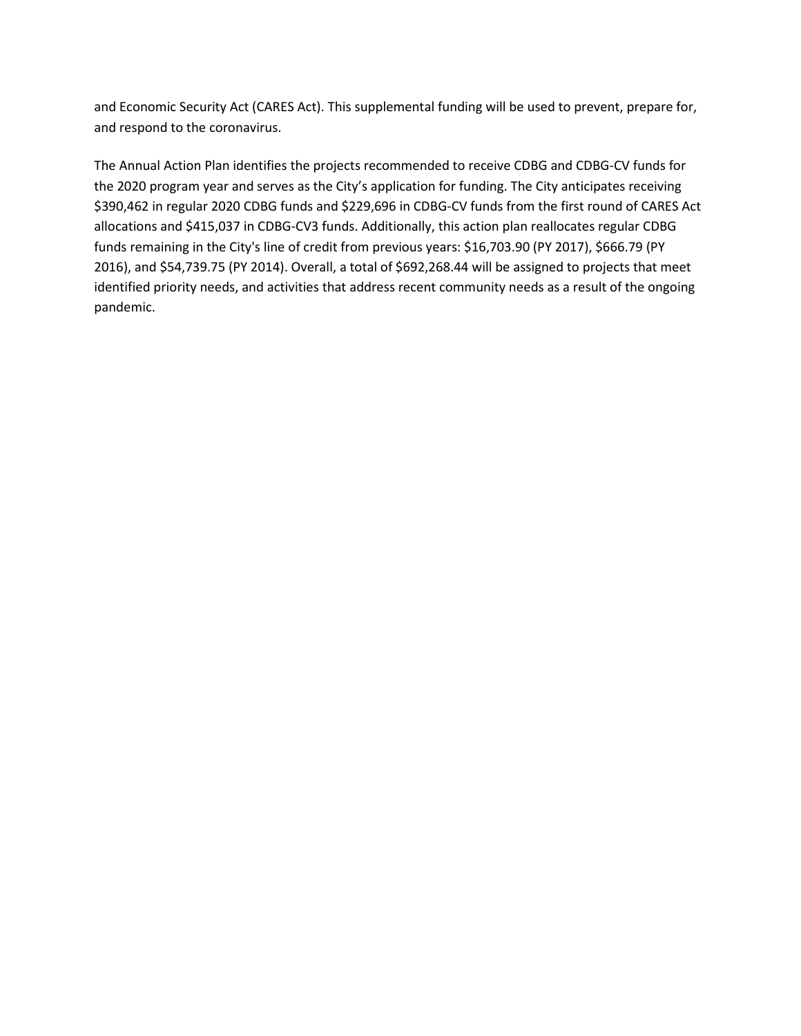and Economic Security Act (CARES Act). This supplemental funding will be used to prevent, prepare for, and respond to the coronavirus.

The Annual Action Plan identifies the projects recommended to receive CDBG and CDBG-CV funds for the 2020 program year and serves as the City's application for funding. The City anticipates receiving $390,462 in regular 2020 CDBG funds and $229,696 in CDBG-CV funds from the first round of CARES Act allocations and $415,037 in CDBG-CV3 funds. Additionally, this action plan reallocates regular CDBG funds remaining in the City's line of credit from previous years: $16,703.90 (PY 2017), $666.79 (PY 2016), and $54,739.75 (PY 2014). Overall, a total of $692,268.44 will be assigned to projects that meet identified priority needs, and activities that address recent community needs as a result of the ongoing pandemic.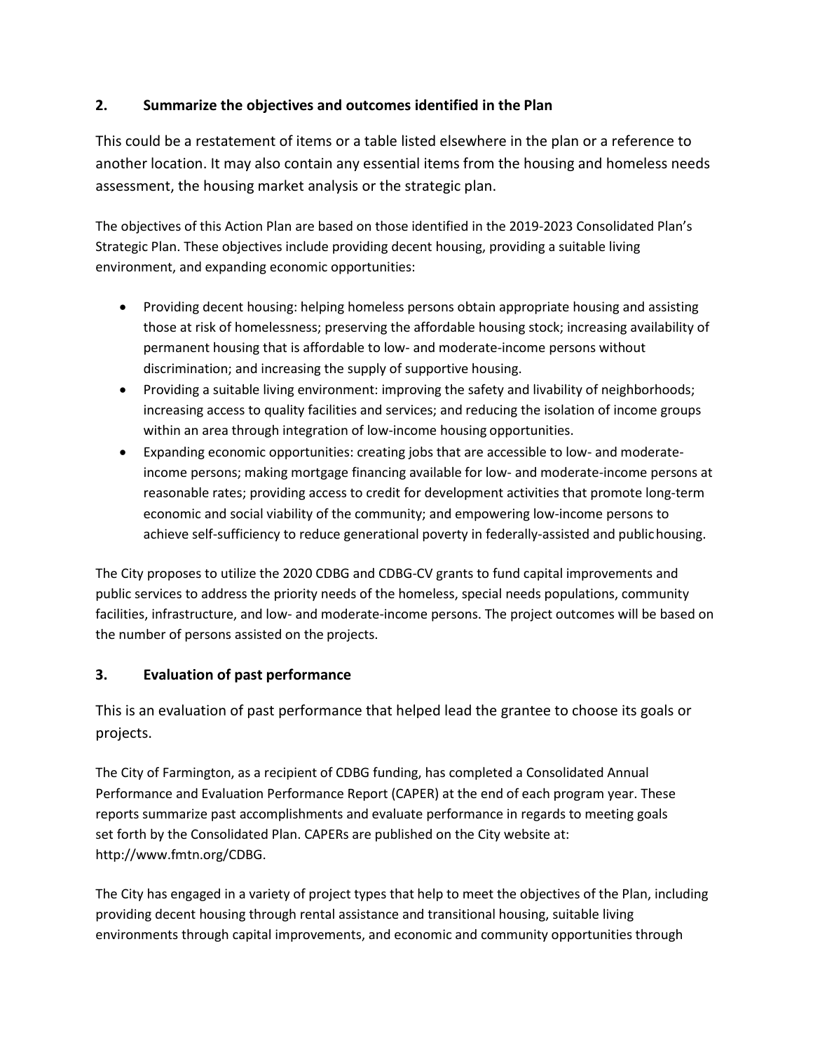## 2. Summarize the objectives and outcomes identified in the Plan

This could be a restatement of items or a table listed elsewhere in the plan or a reference to another location. It may also contain any essential items from the housing and homeless needs assessment, the housing market analysis or the strategic plan.

The objectives of this Action Plan are based on those identified in the 2019-2023 Consolidated Plan's Strategic Plan. These objectives include providing decent housing, providing a suitable living environment, and expanding economic opportunities:

- Providing decent housing: helping homeless persons obtain appropriate housing and assisting those at risk of homelessness; preserving the affordable housing stock; increasing availability of permanent housing that is affordable to low- and moderate-income persons without discrimination; and increasing the supply of supportive housing.
- Providing a suitable living environment: improving the safety and livability of neighborhoods; increasing access to quality facilities and services; and reducing the isolation of income groups within an area through integration of low-income housing opportunities.
- Expanding economic opportunities: creating jobs that are accessible to low- and moderate-income persons; making mortgage financing available for low- and moderate-income persons at reasonable rates; providing access to credit for development activities that promote long-term economic and social viability of the community; and empowering low-income persons to achieve self-sufficiency to reduce generational poverty in federally-assisted and public housing.

The City proposes to utilize the 2020 CDBG and CDBG-CV grants to fund capital improvements and public services to address the priority needs of the homeless, special needs populations, community facilities, infrastructure, and low- and moderate-income persons. The project outcomes will be based on the number of persons assisted on the projects.

## 3. Evaluation of past performance

This is an evaluation of past performance that helped lead the grantee to choose its goals or projects.

The City of Farmington, as a recipient of CDBG funding, has completed a Consolidated Annual Performance and Evaluation Performance Report (CAPER) at the end of each program year. These reports summarize past accomplishments and evaluate performance in regards to meeting goals set forth by the Consolidated Plan. CAPERs are published on the City website at: http://www.fmtn.org/CDBG.

The City has engaged in a variety of project types that help to meet the objectives of the Plan, including providing decent housing through rental assistance and transitional housing, suitable living environments through capital improvements, and economic and community opportunities through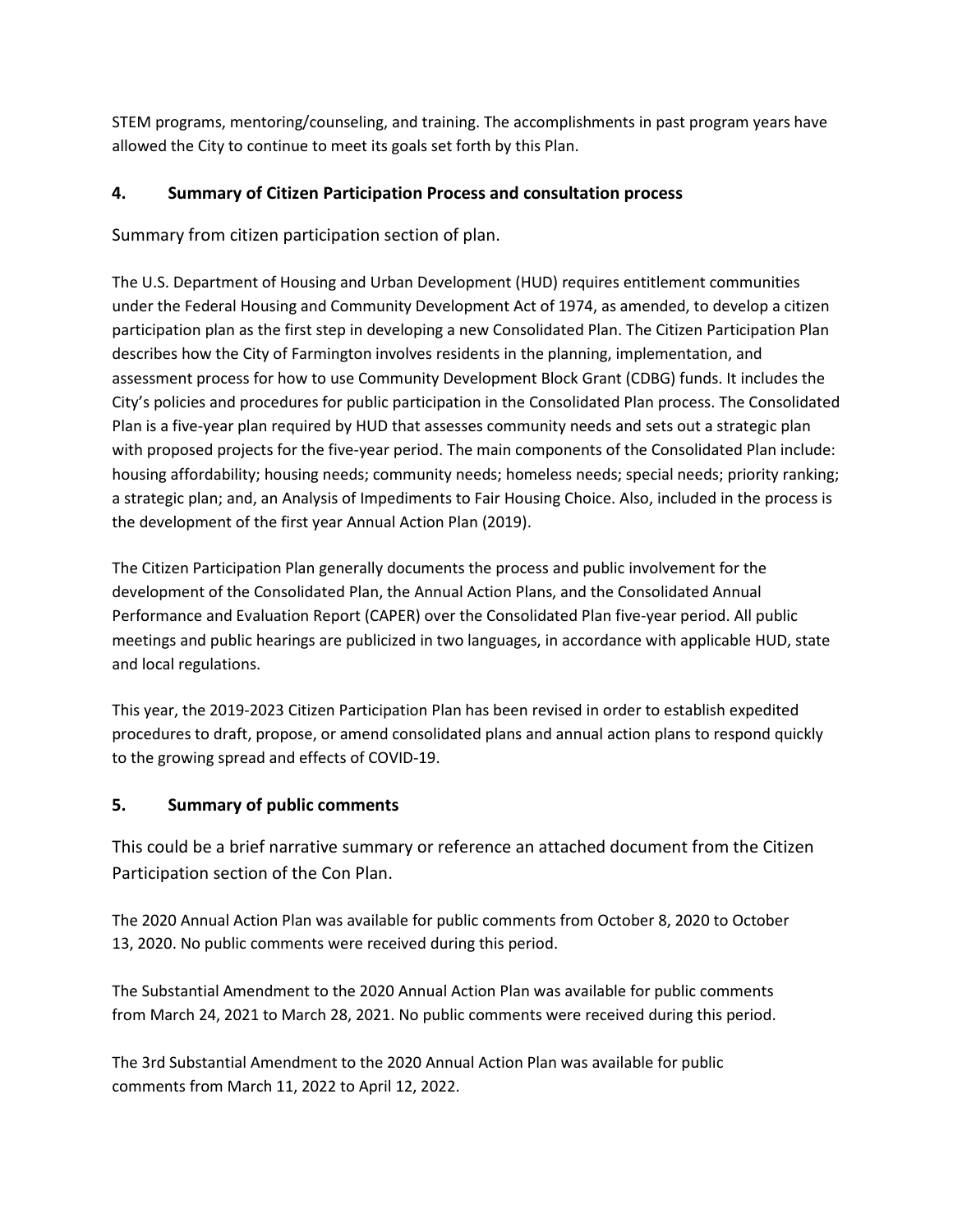STEM programs, mentoring/counseling, and training. The accomplishments in past program years have allowed the City to continue to meet its goals set forth by this Plan.

### 4. Summary of Citizen Participation Process and consultation process

Summary from citizen participation section of plan.

The U.S. Department of Housing and Urban Development (HUD) requires entitlement communities under the Federal Housing and Community Development Act of 1974, as amended, to develop a citizen participation plan as the first step in developing a new Consolidated Plan. The Citizen Participation Plan describes how the City of Farmington involves residents in the planning, implementation, and assessment process for how to use Community Development Block Grant (CDBG) funds. It includes the City's policies and procedures for public participation in the Consolidated Plan process. The Consolidated Plan is a five-year plan required by HUD that assesses community needs and sets out a strategic plan with proposed projects for the five-year period. The main components of the Consolidated Plan include: housing affordability; housing needs; community needs; homeless needs; special needs; priority ranking; a strategic plan; and, an Analysis of Impediments to Fair Housing Choice. Also, included in the process is the development of the first year Annual Action Plan (2019).

The Citizen Participation Plan generally documents the process and public involvement for the development of the Consolidated Plan, the Annual Action Plans, and the Consolidated Annual Performance and Evaluation Report (CAPER) over the Consolidated Plan five-year period. All public meetings and public hearings are publicized in two languages, in accordance with applicable HUD, state and local regulations.

This year, the 2019-2023 Citizen Participation Plan has been revised in order to establish expedited procedures to draft, propose, or amend consolidated plans and annual action plans to respond quickly to the growing spread and effects of COVID-19.

### 5. Summary of public comments

This could be a brief narrative summary or reference an attached document from the Citizen Participation section of the Con Plan.

The 2020 Annual Action Plan was available for public comments from October 8, 2020 to October 13, 2020. No public comments were received during this period.

The Substantial Amendment to the 2020 Annual Action Plan was available for public comments from March 24, 2021 to March 28, 2021. No public comments were received during this period.

The 3rd Substantial Amendment to the 2020 Annual Action Plan was available for public comments from March 11, 2022 to April 12, 2022.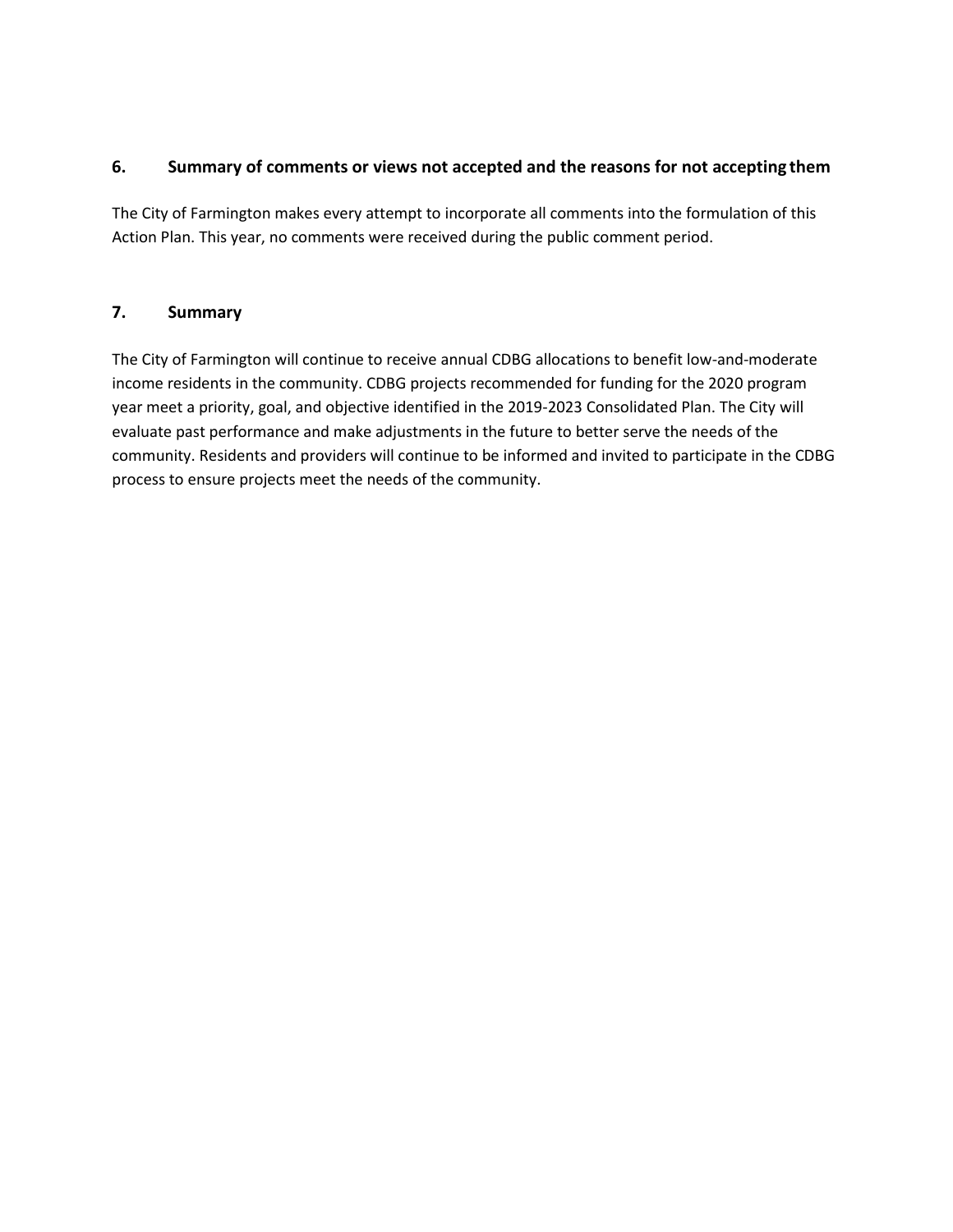## 6. Summary of comments or views not accepted and the reasons for not accepting them

The City of Farmington makes every attempt to incorporate all comments into the formulation of this Action Plan. This year, no comments were received during the public comment period.

## 7. Summary

The City of Farmington will continue to receive annual CDBG allocations to benefit low-and-moderate income residents in the community. CDBG projects recommended for funding for the 2020 program year meet a priority, goal, and objective identified in the 2019-2023 Consolidated Plan. The City will evaluate past performance and make adjustments in the future to better serve the needs of the community. Residents and providers will continue to be informed and invited to participate in the CDBG process to ensure projects meet the needs of the community.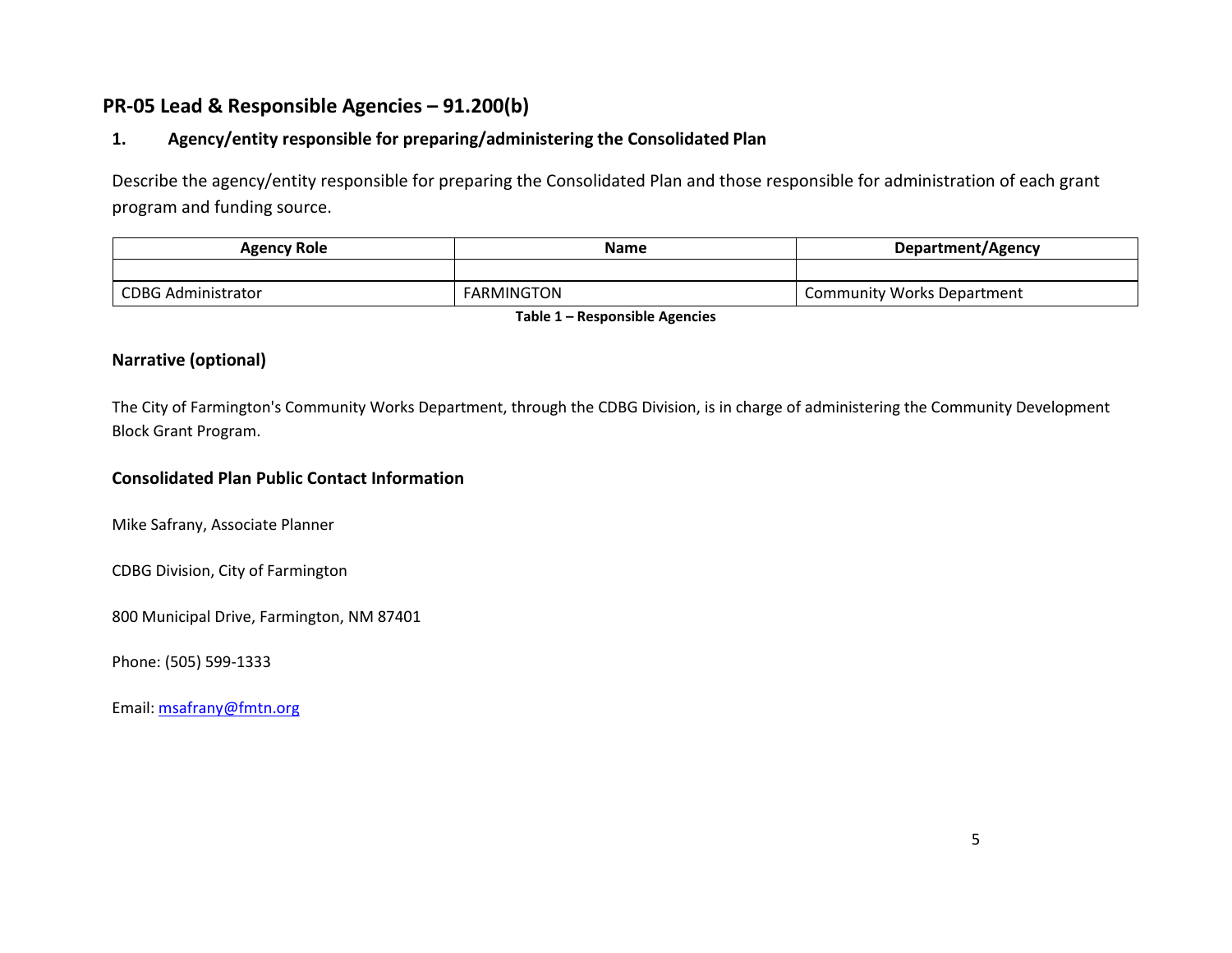## PR-05 Lead & Responsible Agencies – 91.200(b)

### 1. Agency/entity responsible for preparing/administering the Consolidated Plan

Describe the agency/entity responsible for preparing the Consolidated Plan and those responsible for administration of each grant program and funding source.

| Agency Role | Name | Department/Agency |
|---|---|---|
| | | |
| CDBG Administrator | FARMINGTON | Community Works Department |

**Table 1 – Responsible Agencies**

### Narrative (optional)

The City of Farmington's Community Works Department, through the CDBG Division, is in charge of administering the Community Development Block Grant Program.

### Consolidated Plan Public Contact Information

Mike Safrany, Associate Planner

CDBG Division, City of Farmington

800 Municipal Drive, Farmington, NM 87401

Phone: (505) 599-1333

Email: msafrany@fmtn.org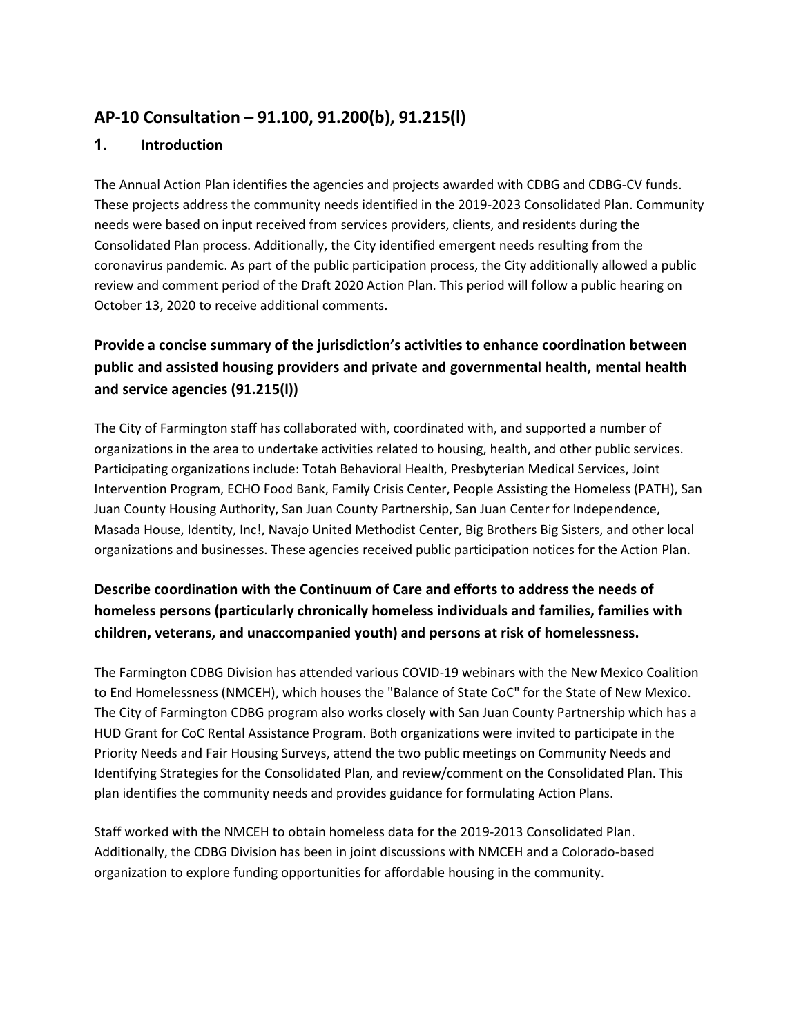## AP-10 Consultation – 91.100, 91.200(b), 91.215(l)

### 1. Introduction

The Annual Action Plan identifies the agencies and projects awarded with CDBG and CDBG-CV funds. These projects address the community needs identified in the 2019-2023 Consolidated Plan. Community needs were based on input received from services providers, clients, and residents during the Consolidated Plan process. Additionally, the City identified emergent needs resulting from the coronavirus pandemic. As part of the public participation process, the City additionally allowed a public review and comment period of the Draft 2020 Action Plan. This period will follow a public hearing on October 13, 2020 to receive additional comments.

### Provide a concise summary of the jurisdiction's activities to enhance coordination between public and assisted housing providers and private and governmental health, mental health and service agencies (91.215(l))

The City of Farmington staff has collaborated with, coordinated with, and supported a number of organizations in the area to undertake activities related to housing, health, and other public services. Participating organizations include: Totah Behavioral Health, Presbyterian Medical Services, Joint Intervention Program, ECHO Food Bank, Family Crisis Center, People Assisting the Homeless (PATH), San Juan County Housing Authority, San Juan County Partnership, San Juan Center for Independence, Masada House, Identity, Inc!, Navajo United Methodist Center, Big Brothers Big Sisters, and other local organizations and businesses. These agencies received public participation notices for the Action Plan.

### Describe coordination with the Continuum of Care and efforts to address the needs of homeless persons (particularly chronically homeless individuals and families, families with children, veterans, and unaccompanied youth) and persons at risk of homelessness.

The Farmington CDBG Division has attended various COVID-19 webinars with the New Mexico Coalition to End Homelessness (NMCEH), which houses the "Balance of State CoC" for the State of New Mexico. The City of Farmington CDBG program also works closely with San Juan County Partnership which has a HUD Grant for CoC Rental Assistance Program. Both organizations were invited to participate in the Priority Needs and Fair Housing Surveys, attend the two public meetings on Community Needs and Identifying Strategies for the Consolidated Plan, and review/comment on the Consolidated Plan. This plan identifies the community needs and provides guidance for formulating Action Plans.

Staff worked with the NMCEH to obtain homeless data for the 2019-2013 Consolidated Plan. Additionally, the CDBG Division has been in joint discussions with NMCEH and a Colorado-based organization to explore funding opportunities for affordable housing in the community.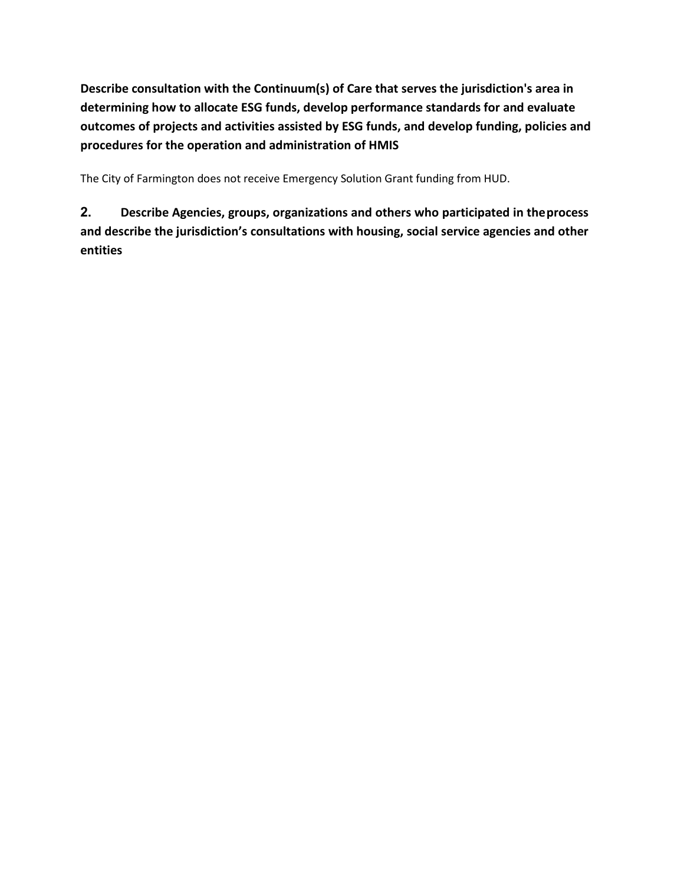**Describe consultation with the Continuum(s) of Care that serves the jurisdiction's area in determining how to allocate ESG funds, develop performance standards for and evaluate outcomes of projects and activities assisted by ESG funds, and develop funding, policies and procedures for the operation and administration of HMIS**

The City of Farmington does not receive Emergency Solution Grant funding from HUD.

**2. Describe Agencies, groups, organizations and others who participated in the process and describe the jurisdiction's consultations with housing, social service agencies and other entities**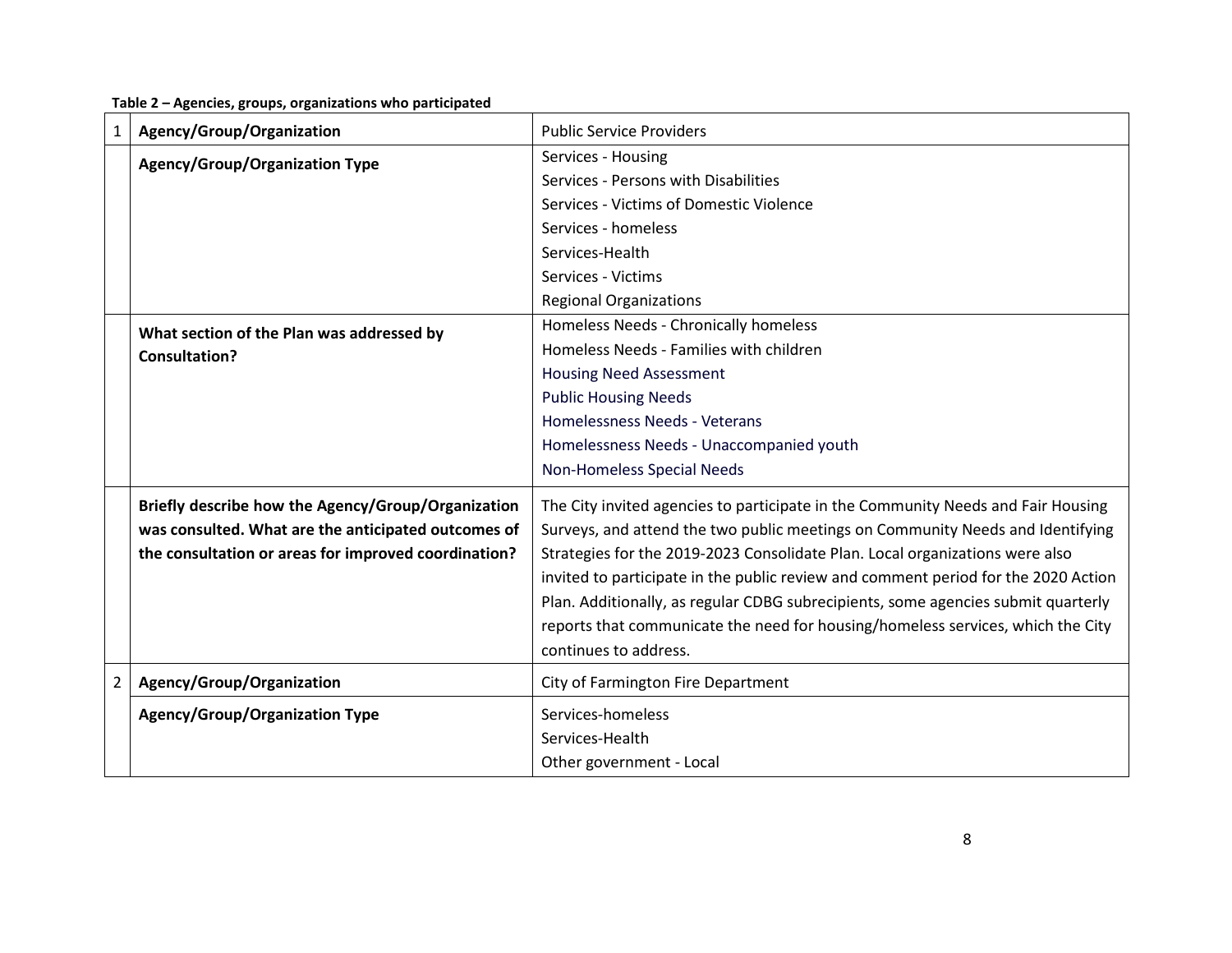**Table 2 – Agencies, groups, organizations who participated**

| | | |
|---|---|---|
| 1 | **Agency/Group/Organization** | Public Service Providers |
| | **Agency/Group/Organization Type** | Services - Housing<br>Services - Persons with Disabilities<br>Services - Victims of Domestic Violence<br>Services - homeless<br>Services-Health<br>Services - Victims<br>Regional Organizations |
| | **What section of the Plan was addressed by Consultation?** | Homeless Needs - Chronically homeless<br>Homeless Needs - Families with children<br>Housing Need Assessment<br>Public Housing Needs<br>Homelessness Needs - Veterans<br>Homelessness Needs - Unaccompanied youth<br>Non-Homeless Special Needs |
| | **Briefly describe how the Agency/Group/Organization was consulted. What are the anticipated outcomes of the consultation or areas for improved coordination?** | The City invited agencies to participate in the Community Needs and Fair Housing Surveys, and attend the two public meetings on Community Needs and Identifying Strategies for the 2019-2023 Consolidate Plan. Local organizations were also invited to participate in the public review and comment period for the 2020 Action Plan. Additionally, as regular CDBG subrecipients, some agencies submit quarterly reports that communicate the need for housing/homeless services, which the City continues to address. |
| 2 | **Agency/Group/Organization** | City of Farmington Fire Department |
| | **Agency/Group/Organization Type** | Services-homeless<br>Services-Health<br>Other government - Local |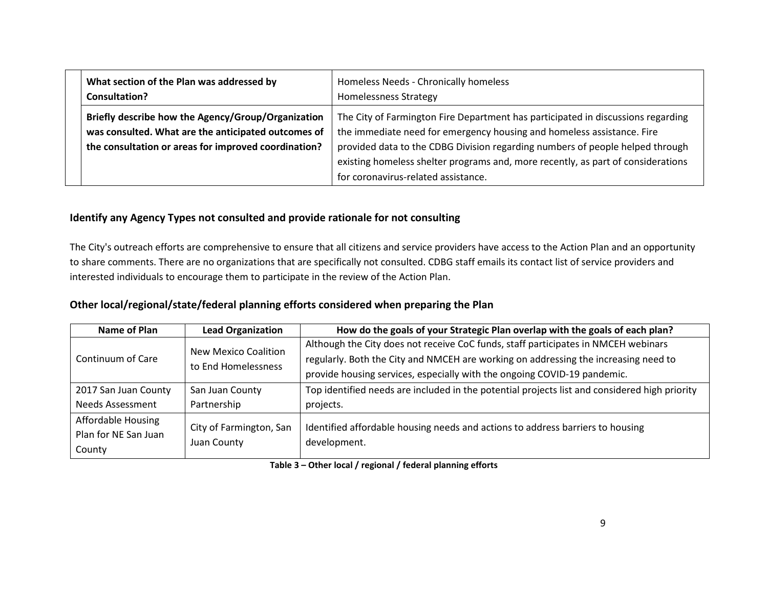| | |
|---|---|
| **What section of the Plan was addressed by Consultation?** | Homeless Needs - Chronically homeless<br>Homelessness Strategy |
| **Briefly describe how the Agency/Group/Organization was consulted. What are the anticipated outcomes of the consultation or areas for improved coordination?** | The City of Farmington Fire Department has participated in discussions regarding the immediate need for emergency housing and homeless assistance. Fire provided data to the CDBG Division regarding numbers of people helped through existing homeless shelter programs and, more recently, as part of considerations for coronavirus-related assistance. |

### Identify any Agency Types not consulted and provide rationale for not consulting

The City's outreach efforts are comprehensive to ensure that all citizens and service providers have access to the Action Plan and an opportunity to share comments. There are no organizations that are specifically not consulted. CDBG staff emails its contact list of service providers and interested individuals to encourage them to participate in the review of the Action Plan.

### Other local/regional/state/federal planning efforts considered when preparing the Plan

| Name of Plan | Lead Organization | How do the goals of your Strategic Plan overlap with the goals of each plan? |
|---|---|---|
| Continuum of Care | New Mexico Coalition to End Homelessness | Although the City does not receive CoC funds, staff participates in NMCEH webinars regularly. Both the City and NMCEH are working on addressing the increasing need to provide housing services, especially with the ongoing COVID-19 pandemic. |
| 2017 San Juan County Needs Assessment | San Juan County Partnership | Top identified needs are included in the potential projects list and considered high priority projects. |
| Affordable Housing Plan for NE San Juan County | City of Farmington, San Juan County | Identified affordable housing needs and actions to address barriers to housing development. |

**Table 3 – Other local / regional / federal planning efforts**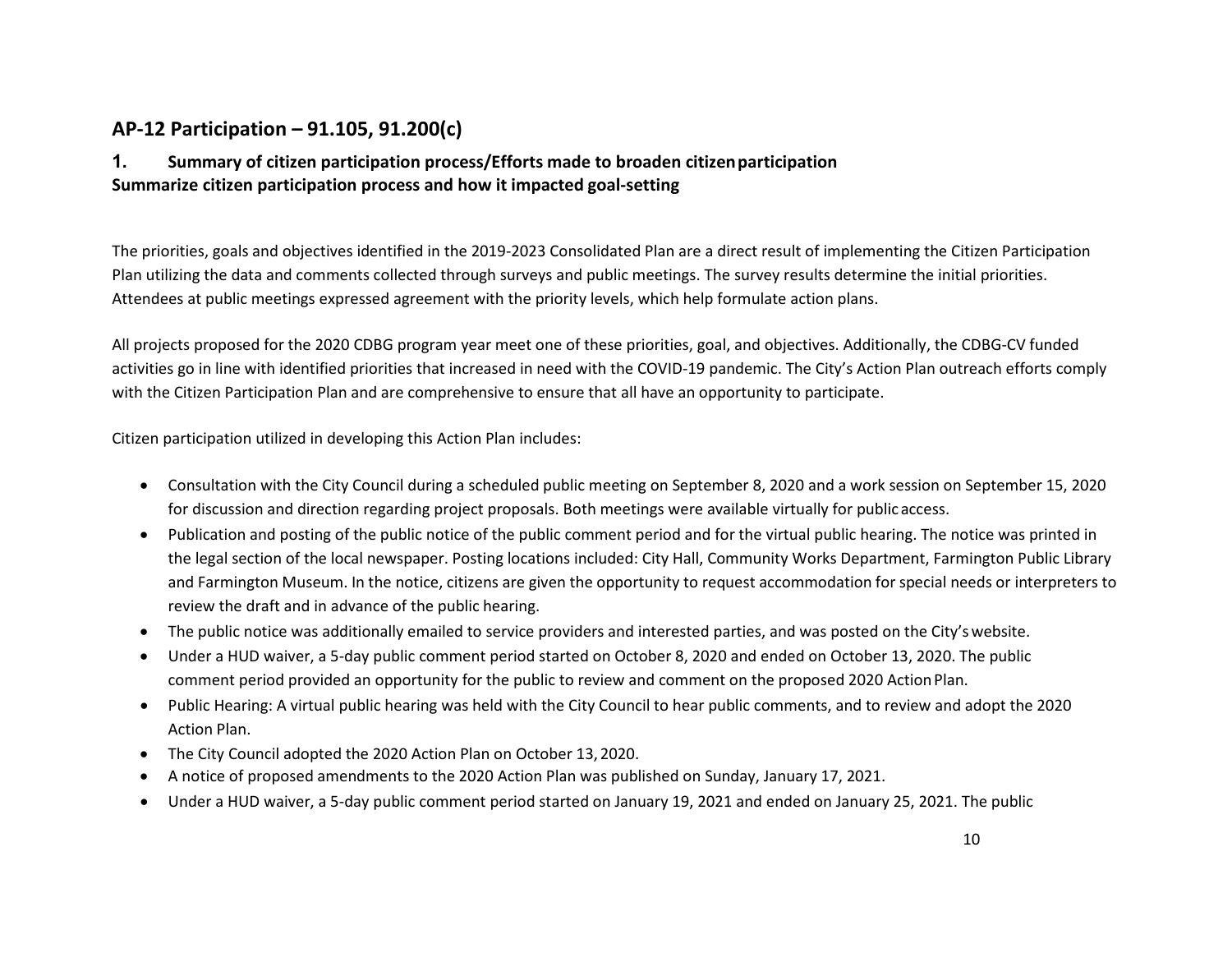## AP-12 Participation – 91.105, 91.200(c)

### 1. Summary of citizen participation process/Efforts made to broaden citizen participation

**Summarize citizen participation process and how it impacted goal-setting**

The priorities, goals and objectives identified in the 2019-2023 Consolidated Plan are a direct result of implementing the Citizen Participation Plan utilizing the data and comments collected through surveys and public meetings. The survey results determine the initial priorities. Attendees at public meetings expressed agreement with the priority levels, which help formulate action plans.

All projects proposed for the 2020 CDBG program year meet one of these priorities, goal, and objectives. Additionally, the CDBG-CV funded activities go in line with identified priorities that increased in need with the COVID-19 pandemic. The City's Action Plan outreach efforts comply with the Citizen Participation Plan and are comprehensive to ensure that all have an opportunity to participate.

Citizen participation utilized in developing this Action Plan includes:

- Consultation with the City Council during a scheduled public meeting on September 8, 2020 and a work session on September 15, 2020 for discussion and direction regarding project proposals. Both meetings were available virtually for public access.
- Publication and posting of the public notice of the public comment period and for the virtual public hearing. The notice was printed in the legal section of the local newspaper. Posting locations included: City Hall, Community Works Department, Farmington Public Library and Farmington Museum. In the notice, citizens are given the opportunity to request accommodation for special needs or interpreters to review the draft and in advance of the public hearing.
- The public notice was additionally emailed to service providers and interested parties, and was posted on the City's website.
- Under a HUD waiver, a 5-day public comment period started on October 8, 2020 and ended on October 13, 2020. The public comment period provided an opportunity for the public to review and comment on the proposed 2020 Action Plan.
- Public Hearing: A virtual public hearing was held with the City Council to hear public comments, and to review and adopt the 2020 Action Plan.
- The City Council adopted the 2020 Action Plan on October 13, 2020.
- A notice of proposed amendments to the 2020 Action Plan was published on Sunday, January 17, 2021.
- Under a HUD waiver, a 5-day public comment period started on January 19, 2021 and ended on January 25, 2021. The public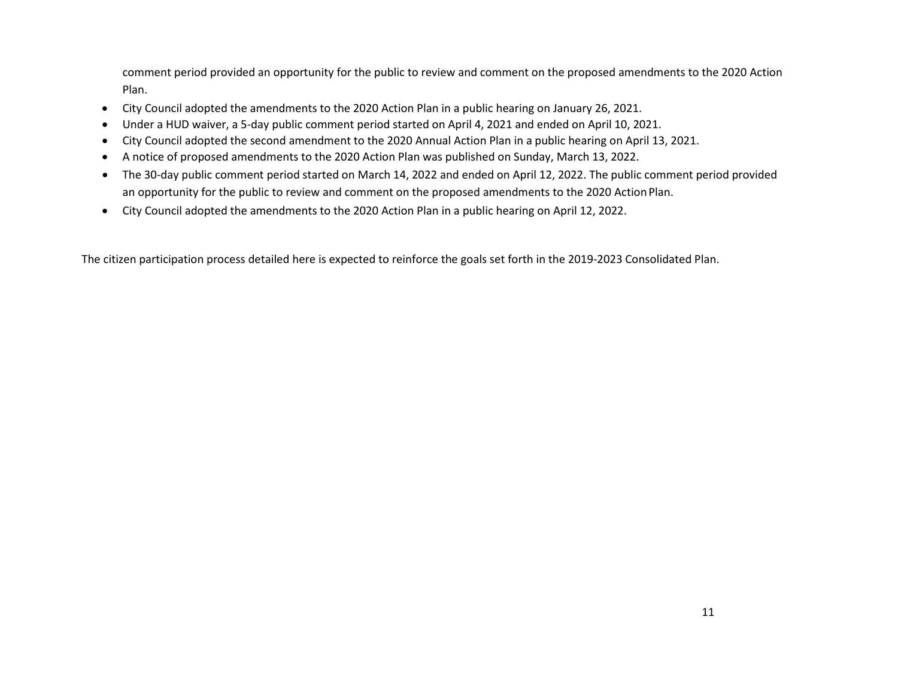comment period provided an opportunity for the public to review and comment on the proposed amendments to the 2020 Action Plan.

- City Council adopted the amendments to the 2020 Action Plan in a public hearing on January 26, 2021.
- Under a HUD waiver, a 5-day public comment period started on April 4, 2021 and ended on April 10, 2021.
- City Council adopted the second amendment to the 2020 Annual Action Plan in a public hearing on April 13, 2021.
- A notice of proposed amendments to the 2020 Action Plan was published on Sunday, March 13, 2022.
- The 30-day public comment period started on March 14, 2022 and ended on April 12, 2022. The public comment period provided an opportunity for the public to review and comment on the proposed amendments to the 2020 Action Plan.
- City Council adopted the amendments to the 2020 Action Plan in a public hearing on April 12, 2022.

The citizen participation process detailed here is expected to reinforce the goals set forth in the 2019-2023 Consolidated Plan.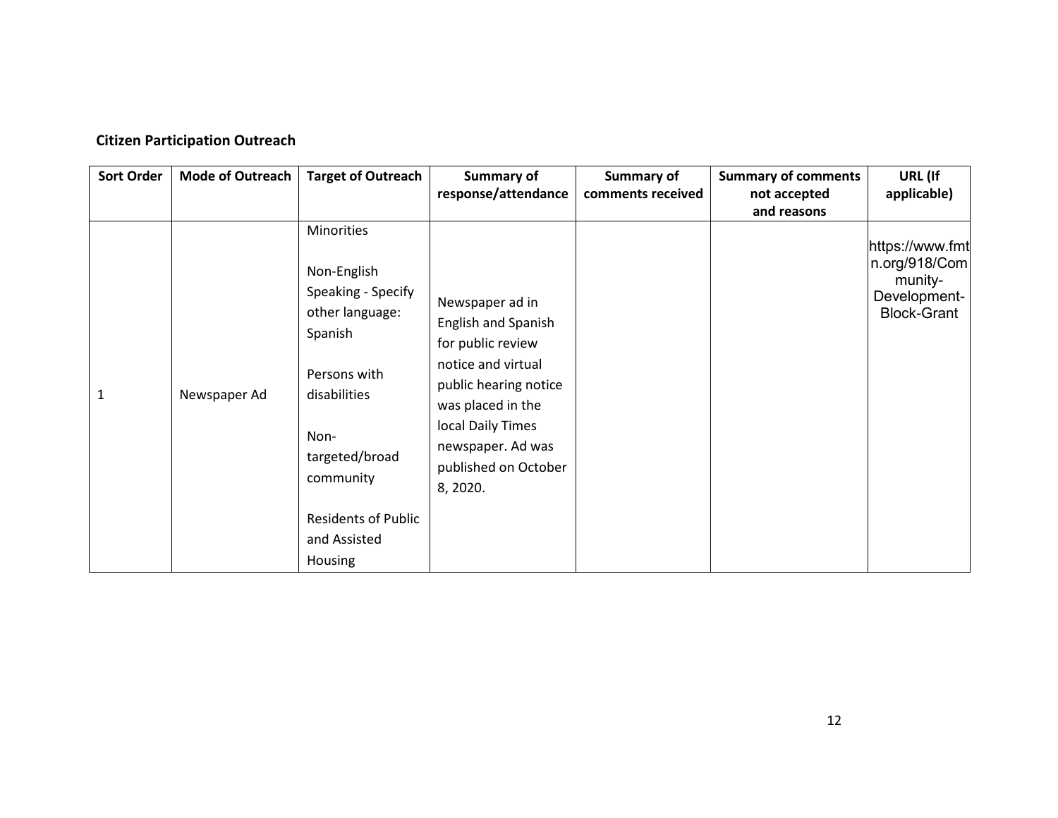**Citizen Participation Outreach**

| Sort Order | Mode of Outreach | Target of Outreach | Summary of response/attendance | Summary of comments received | Summary of comments not accepted and reasons | URL (If applicable) |
|---|---|---|---|---|---|---|
| 1 | Newspaper Ad | Minorities<br><br>Non-English Speaking - Specify other language: Spanish<br><br>Persons with disabilities<br><br>Non-targeted/broad community<br><br>Residents of Public and Assisted Housing | Newspaper ad in English and Spanish for public review notice and virtual public hearing notice was placed in the local Daily Times newspaper. Ad was published on October 8, 2020. | | | https://www.fmtn.org/918/Community-Development-Block-Grant |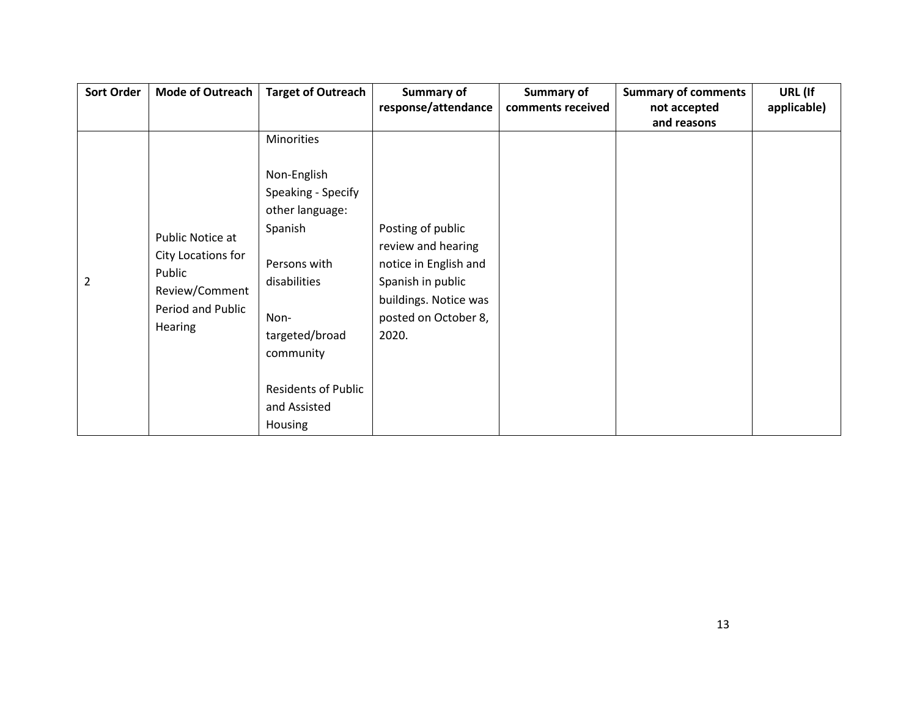| Sort Order | Mode of Outreach | Target of Outreach | Summary of response/attendance | Summary of comments received | Summary of comments not accepted and reasons | URL (If applicable) |
|---|---|---|---|---|---|---|
| 2 | Public Notice at City Locations for Public Review/Comment Period and Public Hearing | Minorities<br><br>Non-English Speaking - Specify other language: Spanish<br><br>Persons with disabilities<br><br>Non-targeted/broad community<br><br>Residents of Public and Assisted Housing | Posting of public review and hearing notice in English and Spanish in public buildings. Notice was posted on October 8, 2020. | | | |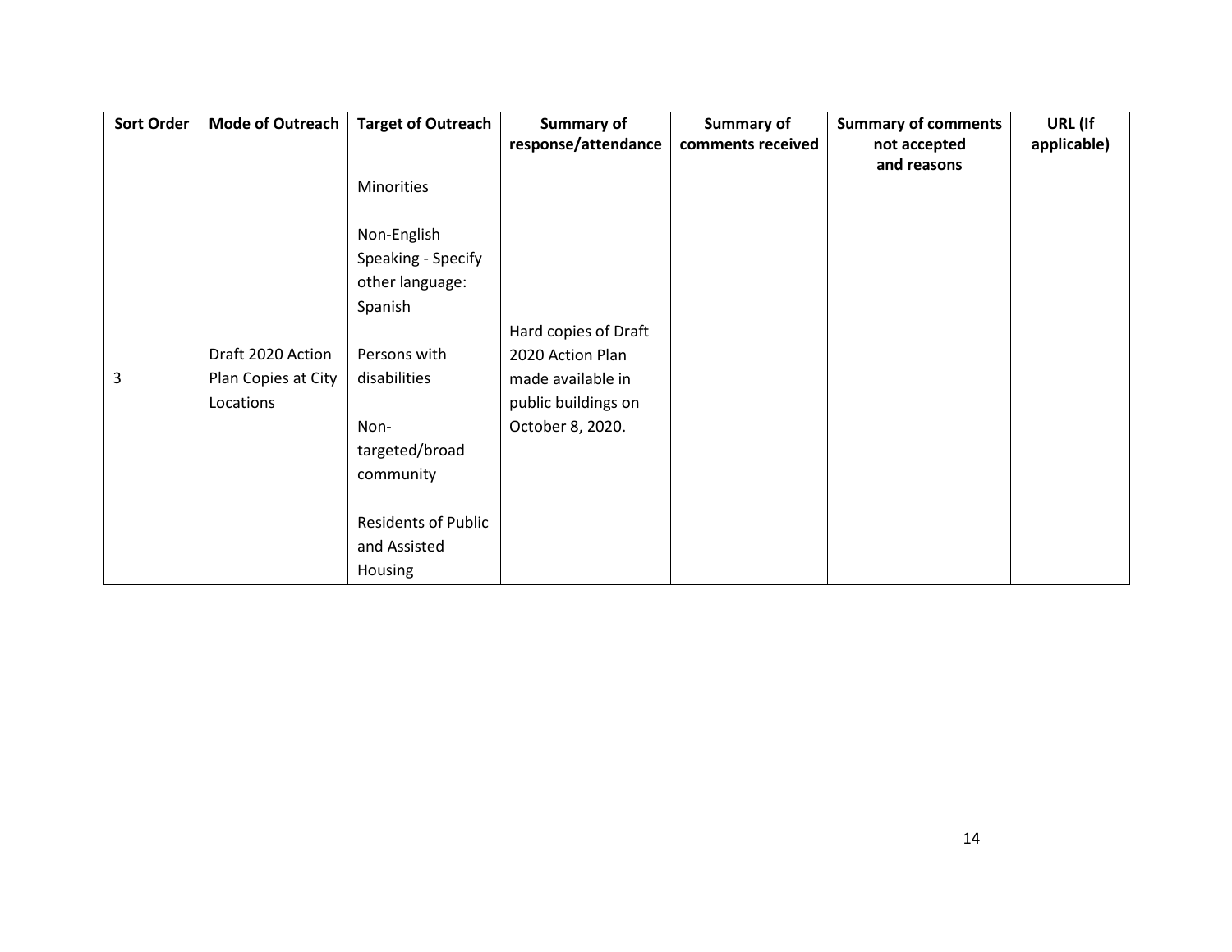| Sort Order | Mode of Outreach | Target of Outreach | Summary of response/attendance | Summary of comments received | Summary of comments not accepted and reasons | URL (If applicable) |
|---|---|---|---|---|---|---|
| 3 | Draft 2020 Action Plan Copies at City Locations | Minorities<br><br>Non-English Speaking - Specify other language: Spanish<br><br>Persons with disabilities<br><br>Non-targeted/broad community<br><br>Residents of Public and Assisted Housing | Hard copies of Draft 2020 Action Plan made available in public buildings on October 8, 2020. | | | |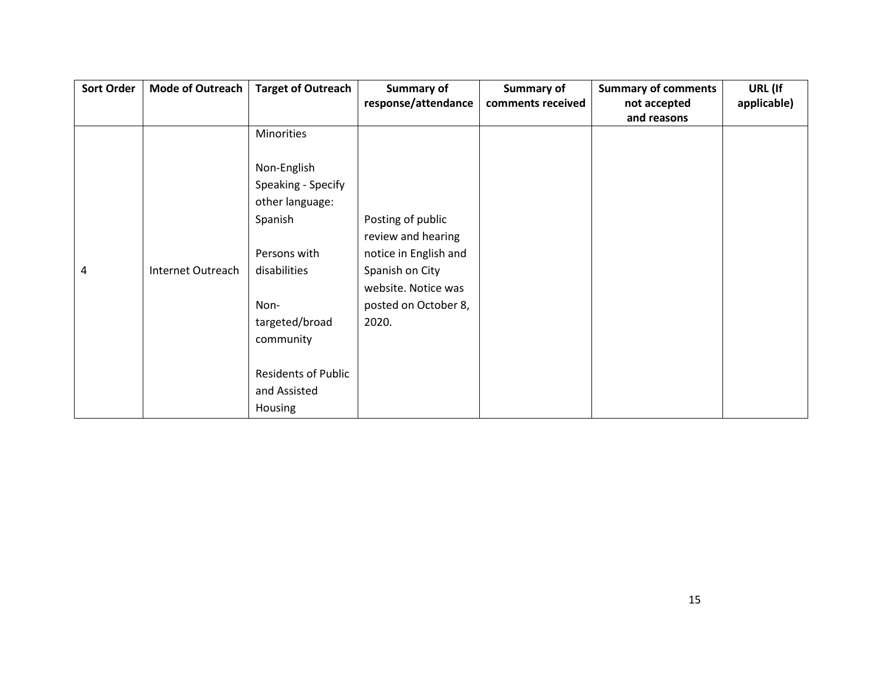| Sort Order | Mode of Outreach | Target of Outreach | Summary of response/attendance | Summary of comments received | Summary of comments not accepted and reasons | URL (If applicable) |
|---|---|---|---|---|---|---|
| 4 | Internet Outreach | Minorities<br><br>Non-English Speaking - Specify other language: Spanish<br><br>Persons with disabilities<br><br>Non-targeted/broad community<br><br>Residents of Public and Assisted Housing | Posting of public review and hearing notice in English and Spanish on City website. Notice was posted on October 8, 2020. | | | |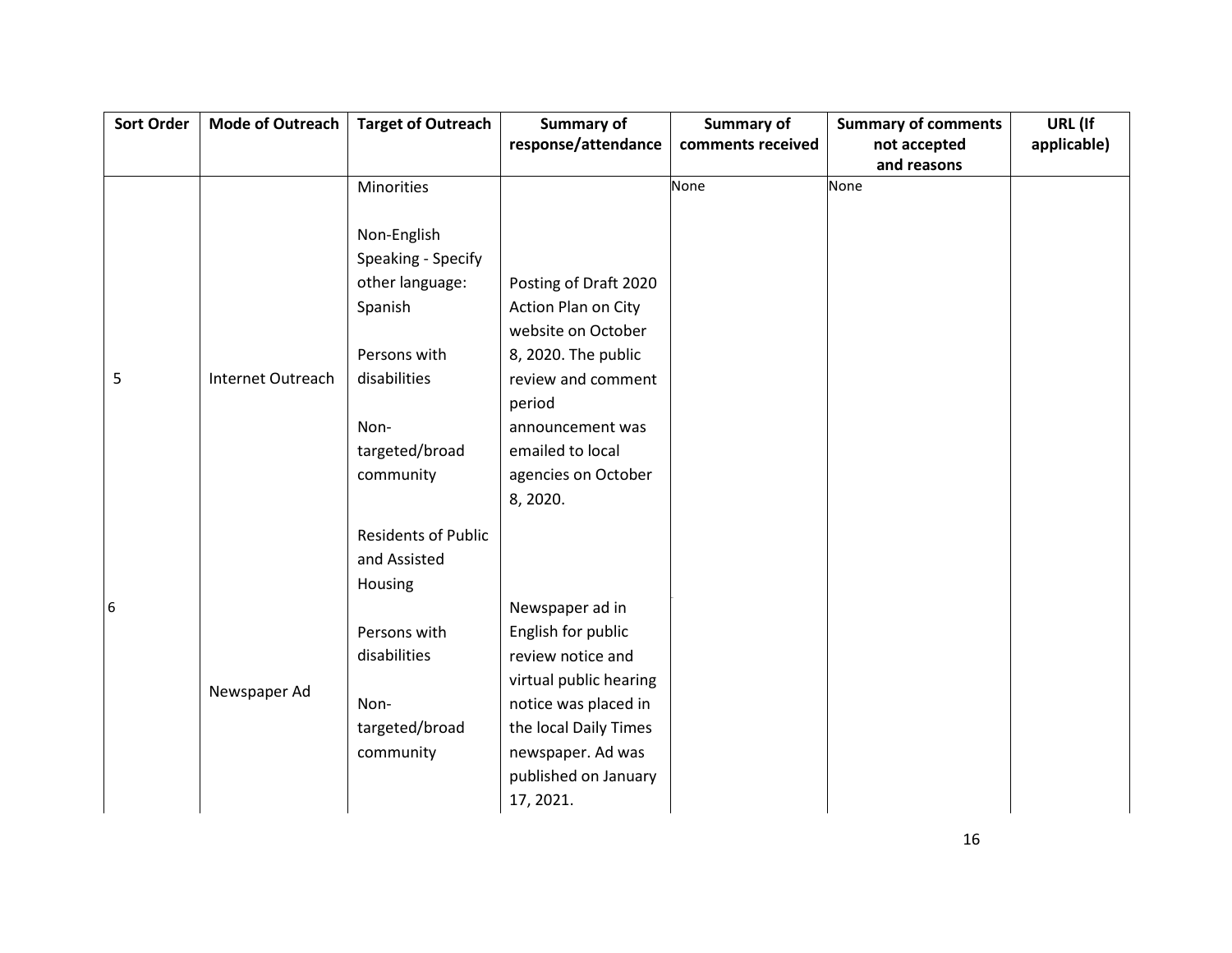| Sort Order | Mode of Outreach | Target of Outreach | Summary of response/attendance | Summary of comments received | Summary of comments not accepted and reasons | URL (If applicable) |
|---|---|---|---|---|---|---|
| 5 | Internet Outreach | Minorities<br><br>Non-English Speaking - Specify other language: Spanish<br><br>Persons with disabilities<br><br>Non-targeted/broad community<br><br>Residents of Public and Assisted Housing | Posting of Draft 2020 Action Plan on City website on October 8, 2020. The public review and comment period announcement was emailed to local agencies on October 8, 2020. | None | None | |
| 6 | Newspaper Ad | Persons with disabilities<br><br>Non-targeted/broad community | Newspaper ad in English for public review notice and virtual public hearing notice was placed in the local Daily Times newspaper. Ad was published on January 17, 2021. | | | |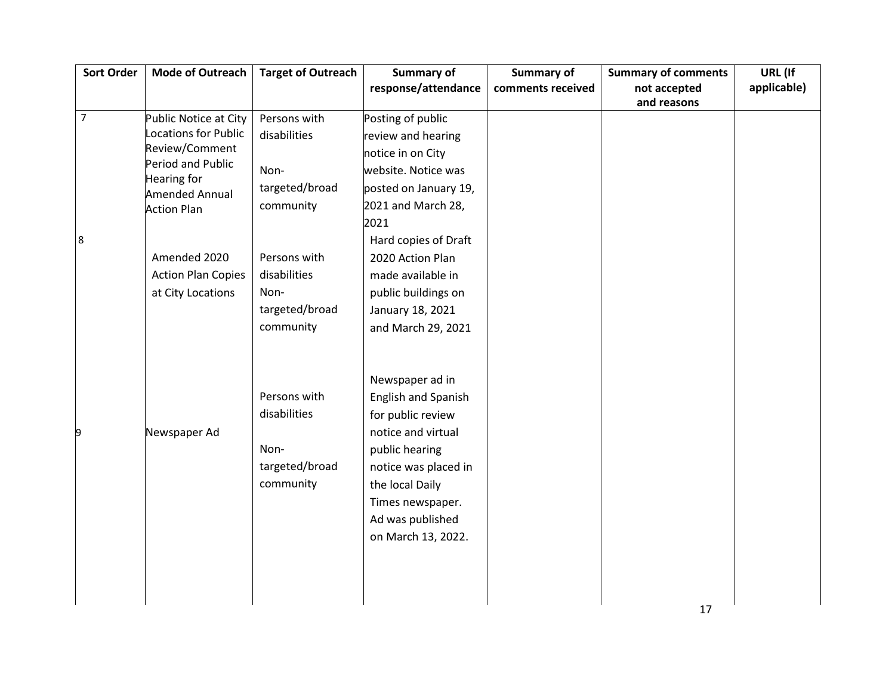| Sort Order | Mode of Outreach | Target of Outreach | Summary of response/attendance | Summary of comments received | Summary of comments not accepted and reasons | URL (If applicable) |
|---|---|---|---|---|---|---|
| 7 | Public Notice at City Locations for Public Review/Comment Period and Public Hearing for Amended Annual Action Plan | Persons with disabilities<br><br>Non-targeted/broad community | Posting of public review and hearing notice in on City website. Notice was posted on January 19, 2021 and March 28, 2021 | | | |
| 8 | Amended 2020 Action Plan Copies at City Locations | Persons with disabilities<br>Non-targeted/broad community | Hard copies of Draft 2020 Action Plan made available in public buildings on January 18, 2021 and March 29, 2021 | | | |
| 9 | Newspaper Ad | Persons with disabilities<br><br>Non-targeted/broad community | Newspaper ad in English and Spanish for public review notice and virtual public hearing notice was placed in the local Daily Times newspaper. Ad was published on March 13, 2022. | | | |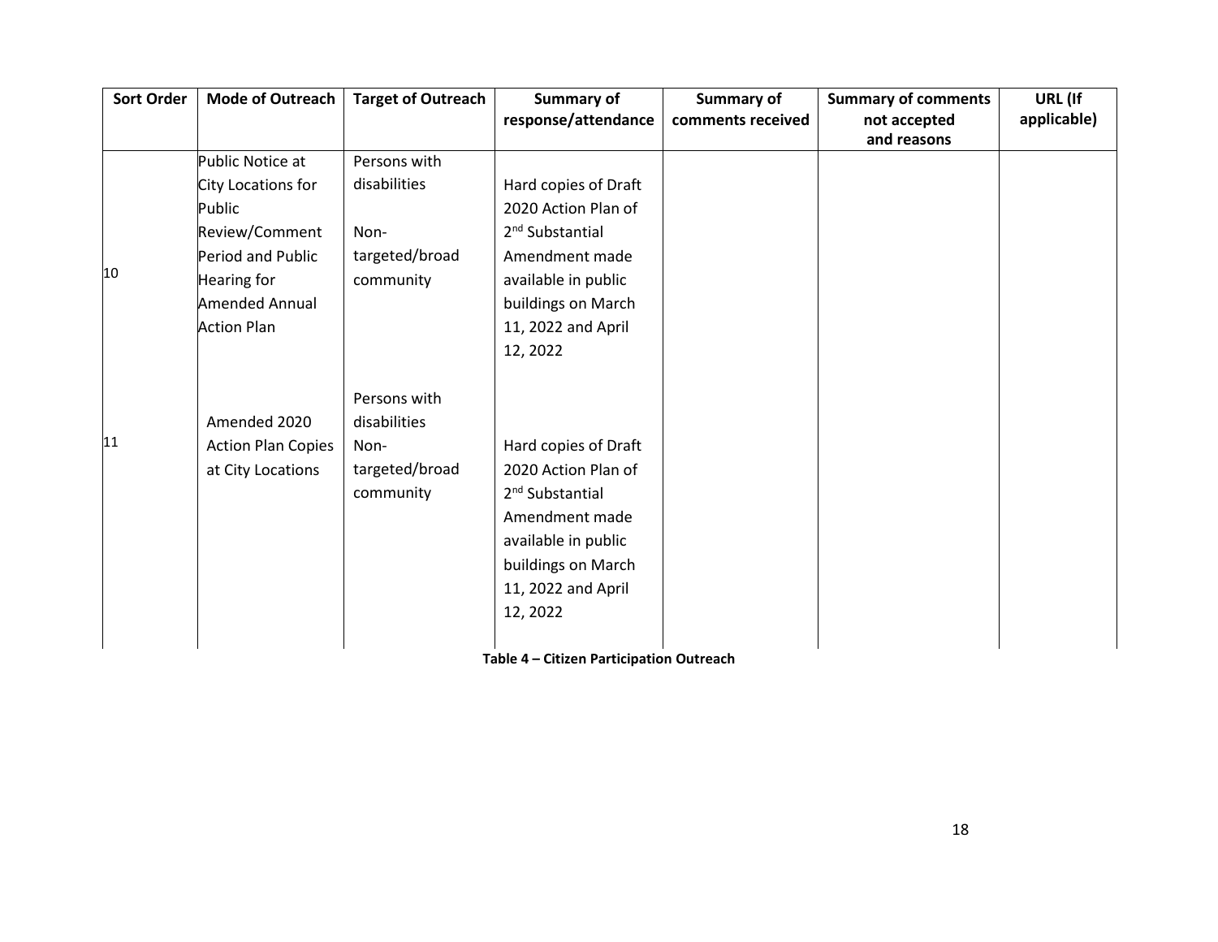| Sort Order | Mode of Outreach | Target of Outreach | Summary of response/attendance | Summary of comments received | Summary of comments not accepted and reasons | URL (If applicable) |
|---|---|---|---|---|---|---|
| 10 | Public Notice at City Locations for Public Review/Comment Period and Public Hearing for Amended Annual Action Plan | Persons with disabilities<br><br>Non-targeted/broad community | Hard copies of Draft 2020 Action Plan of 2nd Substantial Amendment made available in public buildings on March 11, 2022 and April 12, 2022 | | | |
| 11 | Amended 2020 Action Plan Copies at City Locations | Persons with disabilities<br>Non-targeted/broad community | Hard copies of Draft 2020 Action Plan of 2nd Substantial Amendment made available in public buildings on March 11, 2022 and April 12, 2022 | | | |

**Table 4 – Citizen Participation Outreach**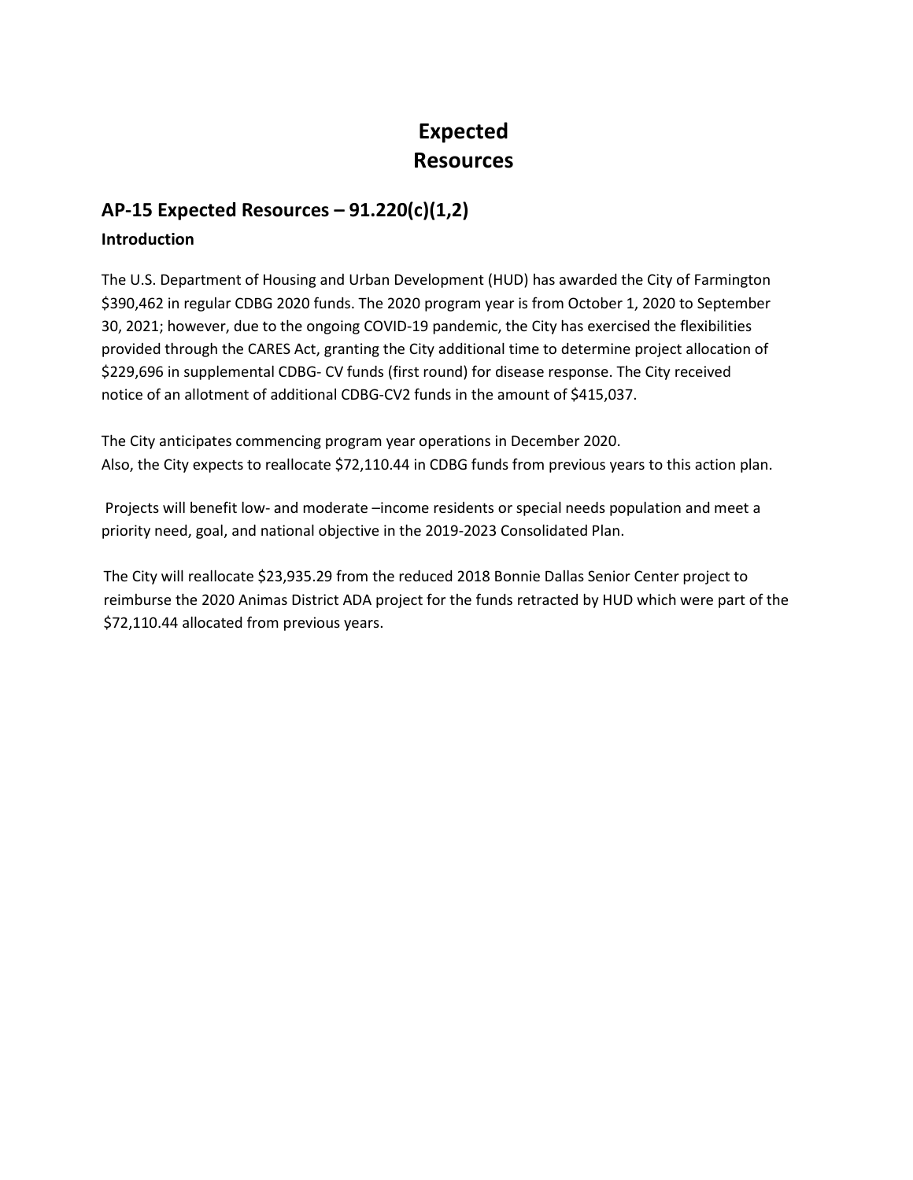# Expected Resources

## AP-15 Expected Resources – 91.220(c)(1,2)

### Introduction

The U.S. Department of Housing and Urban Development (HUD) has awarded the City of Farmington $390,462 in regular CDBG 2020 funds. The 2020 program year is from October 1, 2020 to September 30, 2021; however, due to the ongoing COVID-19 pandemic, the City has exercised the flexibilities provided through the CARES Act, granting the City additional time to determine project allocation of $229,696 in supplemental CDBG- CV funds (first round) for disease response. The City received notice of an allotment of additional CDBG-CV2 funds in the amount of $415,037.

The City anticipates commencing program year operations in December 2020.
Also, the City expects to reallocate $72,110.44 in CDBG funds from previous years to this action plan.

Projects will benefit low- and moderate –income residents or special needs population and meet a priority need, goal, and national objective in the 2019-2023 Consolidated Plan.

The City will reallocate $23,935.29 from the reduced 2018 Bonnie Dallas Senior Center project to reimburse the 2020 Animas District ADA project for the funds retracted by HUD which were part of the $72,110.44 allocated from previous years.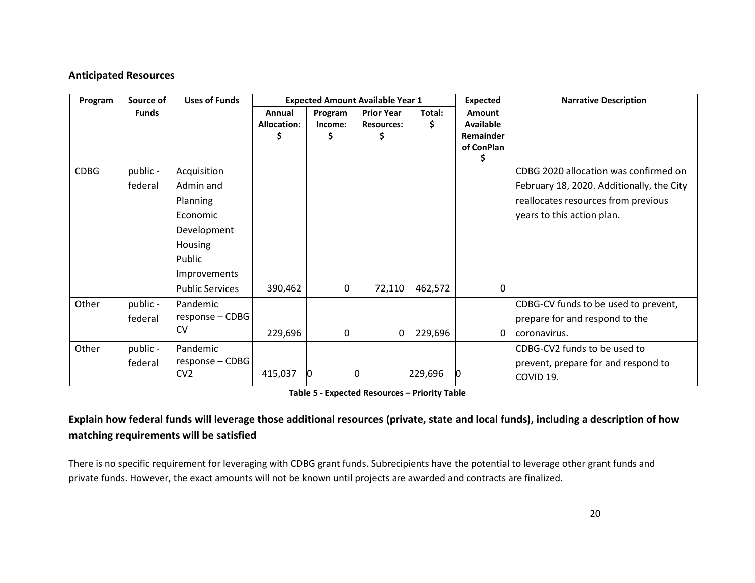## Anticipated Resources

| Program | Source of Funds | Uses of Funds | Expected Amount Available Year 1 | | | | Expected Amount Available Remainder of ConPlan $ | Narrative Description |
|---|---|---|---|---|---|---|---|---|
| | | | Annual Allocation: $ | Program Income: $ | Prior Year Resources: $ | Total: $ | | |
| CDBG | public - federal | Acquisition Admin and Planning Economic Development Housing Public Improvements Public Services | 390,462 | 0 | 72,110 | 462,572 | 0 | CDBG 2020 allocation was confirmed on February 18, 2020. Additionally, the City reallocates resources from previous years to this action plan. |
| Other | public - federal | Pandemic response – CDBG CV | 229,696 | 0 | 0 | 229,696 | 0 | CDBG-CV funds to be used to prevent, prepare for and respond to the coronavirus. |
| Other | public - federal | Pandemic response – CDBG CV2 | 415,037 | 0 | 0 | 229,696 | 0 | CDBG-CV2 funds to be used to prevent, prepare for and respond to COVID 19. |

**Table 5 - Expected Resources – Priority Table**

### Explain how federal funds will leverage those additional resources (private, state and local funds), including a description of how matching requirements will be satisfied

There is no specific requirement for leveraging with CDBG grant funds. Subrecipients have the potential to leverage other grant funds and private funds. However, the exact amounts will not be known until projects are awarded and contracts are finalized.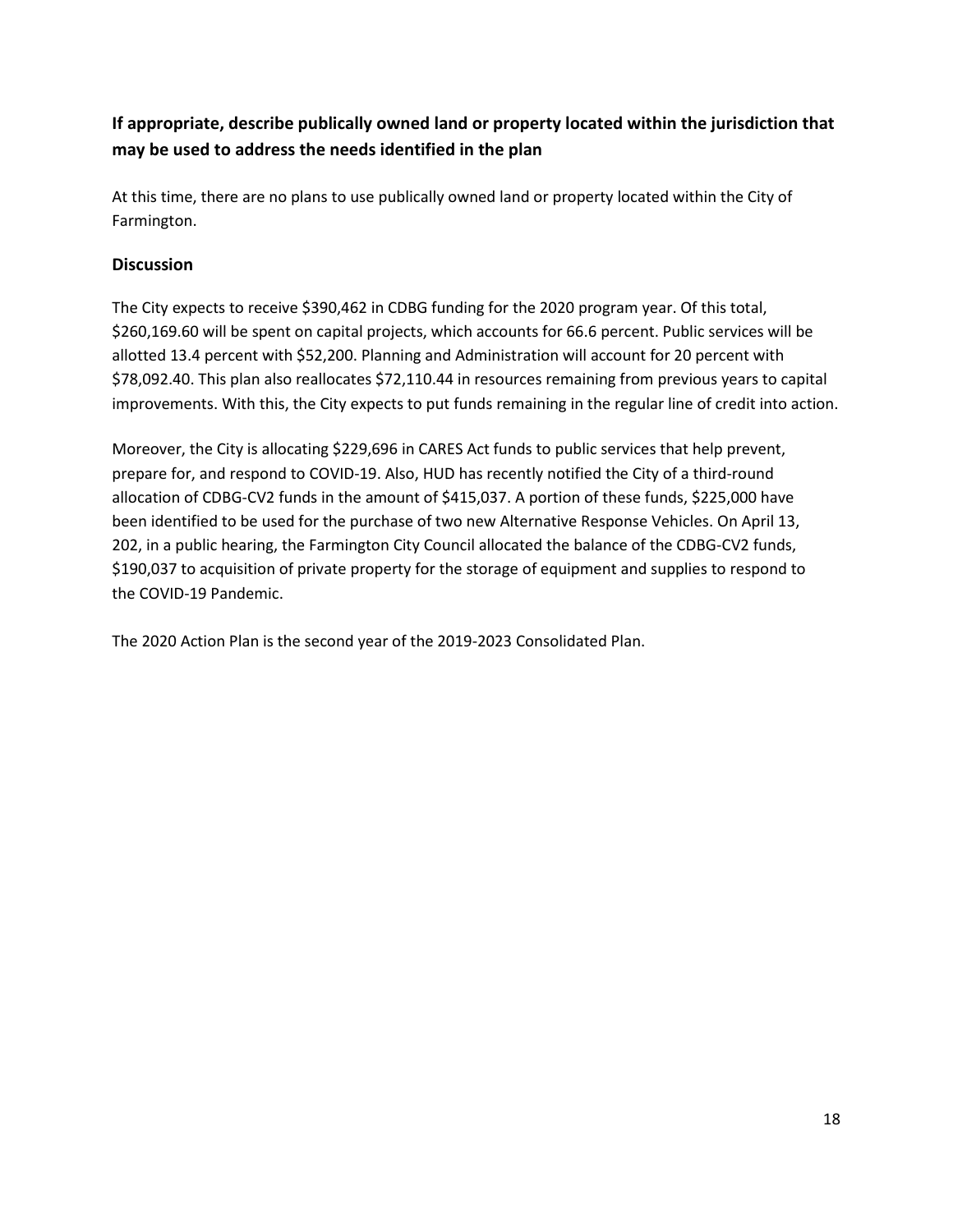## If appropriate, describe publically owned land or property located within the jurisdiction that may be used to address the needs identified in the plan

At this time, there are no plans to use publically owned land or property located within the City of Farmington.

## Discussion

The City expects to receive $390,462 in CDBG funding for the 2020 program year. Of this total, $260,169.60 will be spent on capital projects, which accounts for 66.6 percent. Public services will be allotted 13.4 percent with $52,200. Planning and Administration will account for 20 percent with $78,092.40. This plan also reallocates $72,110.44 in resources remaining from previous years to capital improvements. With this, the City expects to put funds remaining in the regular line of credit into action.

Moreover, the City is allocating $229,696 in CARES Act funds to public services that help prevent, prepare for, and respond to COVID-19. Also, HUD has recently notified the City of a third-round allocation of CDBG-CV2 funds in the amount of $415,037. A portion of these funds, $225,000 have been identified to be used for the purchase of two new Alternative Response Vehicles. On April 13, 202, in a public hearing, the Farmington City Council allocated the balance of the CDBG-CV2 funds, $190,037 to acquisition of private property for the storage of equipment and supplies to respond to the COVID-19 Pandemic.

The 2020 Action Plan is the second year of the 2019-2023 Consolidated Plan.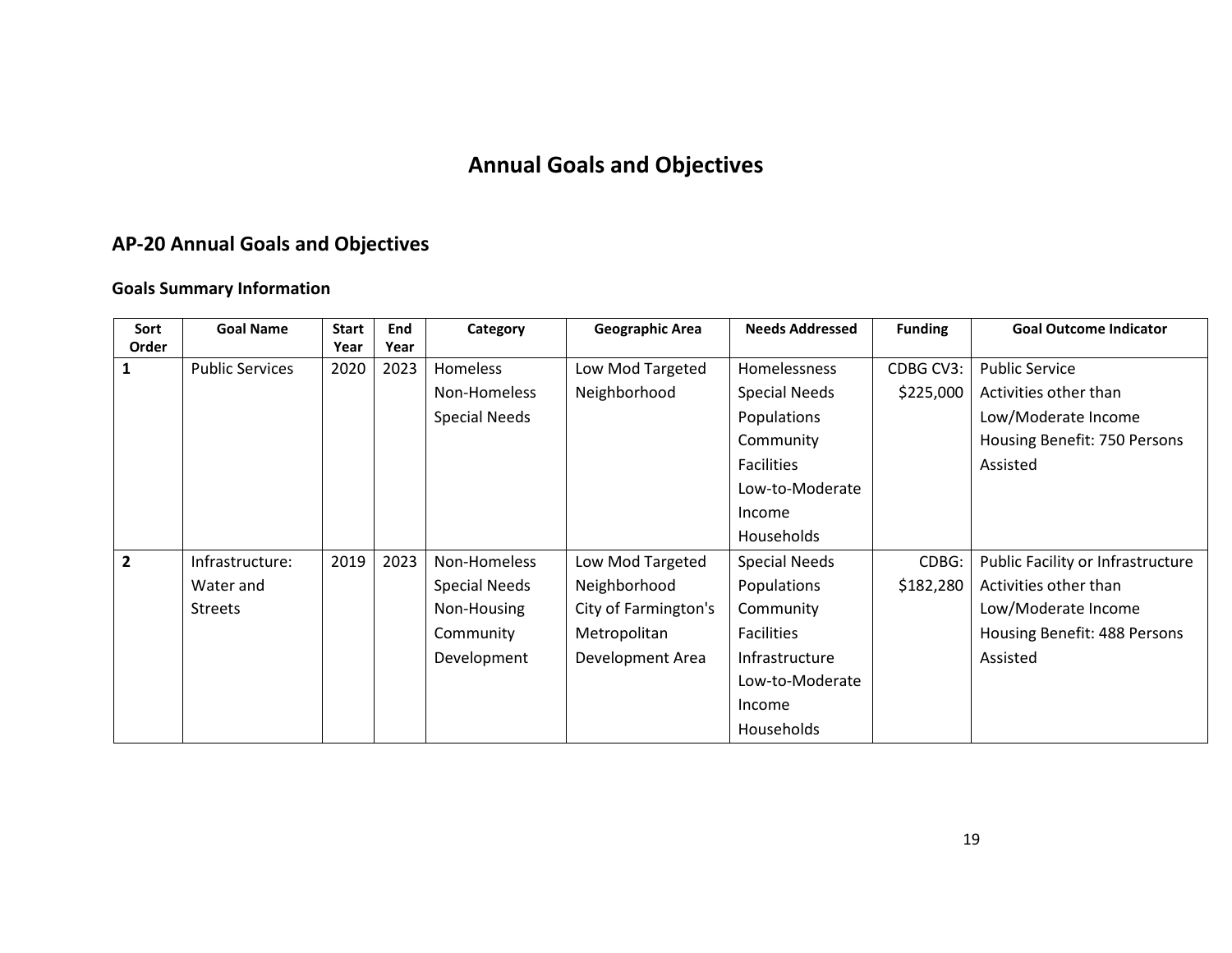# Annual Goals and Objectives

## AP-20 Annual Goals and Objectives

### Goals Summary Information

| Sort Order | Goal Name | Start Year | End Year | Category | Geographic Area | Needs Addressed | Funding | Goal Outcome Indicator |
|---|---|---|---|---|---|---|---|---|
| 1 | Public Services | 2020 | 2023 | Homeless Non-Homeless Special Needs | Low Mod Targeted Neighborhood | Homelessness Special Needs Populations Community Facilities Low-to-Moderate Income Households | CDBG CV3: $225,000 | Public Service Activities other than Low/Moderate Income Housing Benefit: 750 Persons Assisted |
| 2 | Infrastructure: Water and Streets | 2019 | 2023 | Non-Homeless Special Needs Non-Housing Community Development | Low Mod Targeted Neighborhood City of Farmington's Metropolitan Development Area | Special Needs Populations Community Facilities Infrastructure Low-to-Moderate Income Households | CDBG: $182,280 | Public Facility or Infrastructure Activities other than Low/Moderate Income Housing Benefit: 488 Persons Assisted |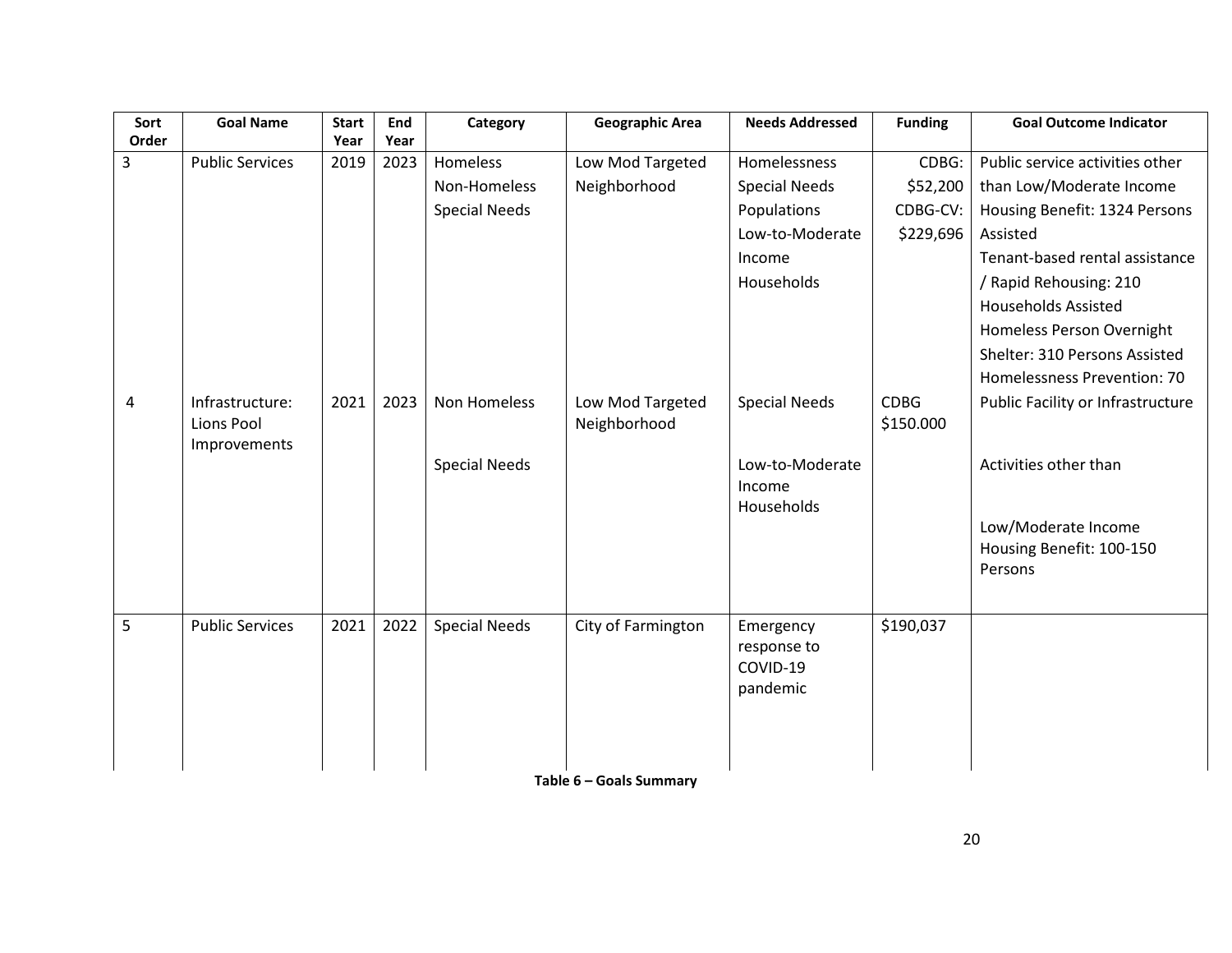| Sort Order | Goal Name | Start Year | End Year | Category | Geographic Area | Needs Addressed | Funding | Goal Outcome Indicator |
|---|---|---|---|---|---|---|---|---|
| 3 | Public Services | 2019 | 2023 | Homeless Non-Homeless Special Needs | Low Mod Targeted Neighborhood | Homelessness Special Needs Populations Low-to-Moderate Income Households | CDBG: $52,200 CDBG-CV: $229,696 | Public service activities other than Low/Moderate Income Housing Benefit: 1324 Persons Assisted Tenant-based rental assistance / Rapid Rehousing: 210 Households Assisted Homeless Person Overnight Shelter: 310 Persons Assisted Homelessness Prevention: 70 |
| 4 | Infrastructure: Lions Pool Improvements | 2021 | 2023 | Non Homeless Special Needs | Low Mod Targeted Neighborhood | Special Needs Low-to-Moderate Income Households | CDBG $150.000 | Public Facility or Infrastructure Activities other than Low/Moderate Income Housing Benefit: 100-150 Persons |
| 5 | Public Services | 2021 | 2022 | Special Needs | City of Farmington | Emergency response to COVID-19 pandemic | $190,037 | |

**Table 6 – Goals Summary**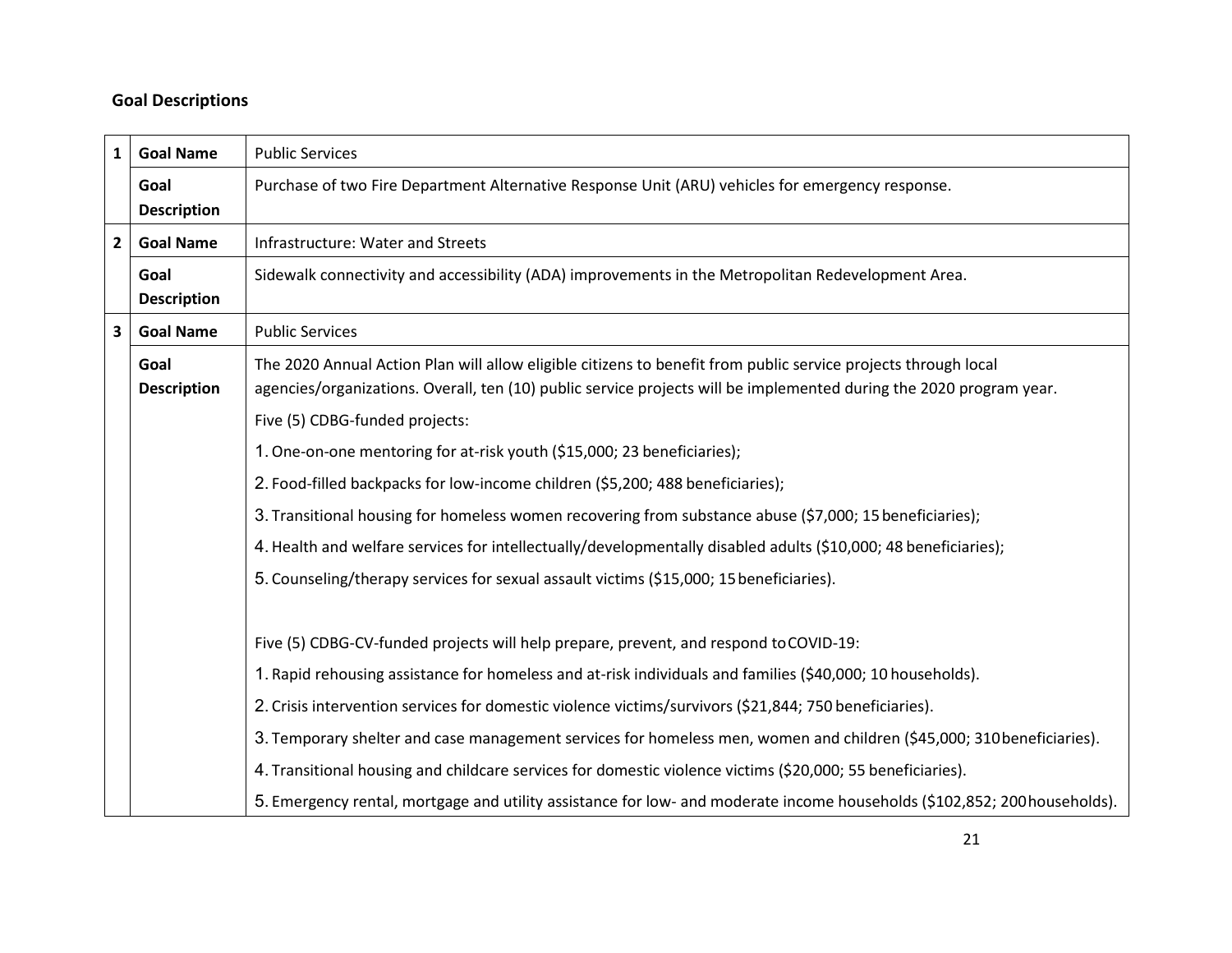## Goal Descriptions

| | | |
|---|---|---|
| 1 | **Goal Name** | Public Services |
| | **Goal Description** | Purchase of two Fire Department Alternative Response Unit (ARU) vehicles for emergency response. |
| 2 | **Goal Name** | Infrastructure: Water and Streets |
| | **Goal Description** | Sidewalk connectivity and accessibility (ADA) improvements in the Metropolitan Redevelopment Area. |
| 3 | **Goal Name** | Public Services |
| | **Goal Description** | The 2020 Annual Action Plan will allow eligible citizens to benefit from public service projects through local agencies/organizations. Overall, ten (10) public service projects will be implemented during the 2020 program year.<br><br>Five (5) CDBG-funded projects:<br>1. One-on-one mentoring for at-risk youth ($15,000; 23 beneficiaries);<br>2. Food-filled backpacks for low-income children ($5,200; 488 beneficiaries);<br>3. Transitional housing for homeless women recovering from substance abuse ($7,000; 15 beneficiaries);<br>4. Health and welfare services for intellectually/developmentally disabled adults ($10,000; 48 beneficiaries);<br>5. Counseling/therapy services for sexual assault victims ($15,000; 15 beneficiaries).<br><br>Five (5) CDBG-CV-funded projects will help prepare, prevent, and respond to COVID-19:<br>1. Rapid rehousing assistance for homeless and at-risk individuals and families ($40,000; 10 households).<br>2. Crisis intervention services for domestic violence victims/survivors ($21,844; 750 beneficiaries).<br>3. Temporary shelter and case management services for homeless men, women and children ($45,000; 310 beneficiaries).<br>4. Transitional housing and childcare services for domestic violence victims ($20,000; 55 beneficiaries).<br>5. Emergency rental, mortgage and utility assistance for low- and moderate income households ($102,852; 200 households). |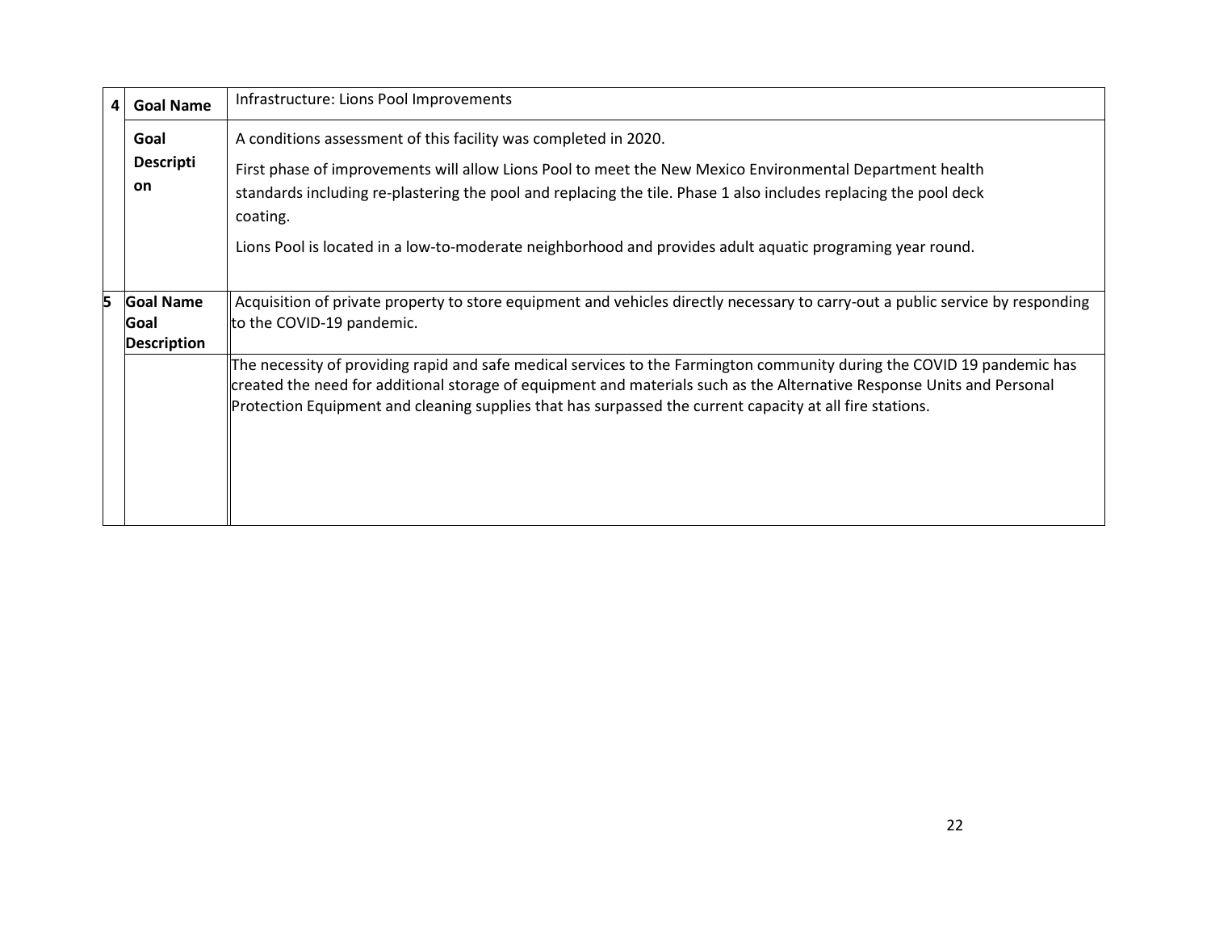| | | |
|---|---|---|
| 4 | **Goal Name** | Infrastructure: Lions Pool Improvements |
| | **Goal Description** | A conditions assessment of this facility was completed in 2020.<br><br>First phase of improvements will allow Lions Pool to meet the New Mexico Environmental Department health standards including re-plastering the pool and replacing the tile. Phase 1 also includes replacing the pool deck coating.<br><br>Lions Pool is located in a low-to-moderate neighborhood and provides adult aquatic programing year round. |
| 5 | **Goal Name** | Acquisition of private property to store equipment and vehicles directly necessary to carry-out a public service by responding to the COVID-19 pandemic. |
| | **Goal Description** | The necessity of providing rapid and safe medical services to the Farmington community during the COVID 19 pandemic has created the need for additional storage of equipment and materials such as the Alternative Response Units and Personal Protection Equipment and cleaning supplies that has surpassed the current capacity at all fire stations. |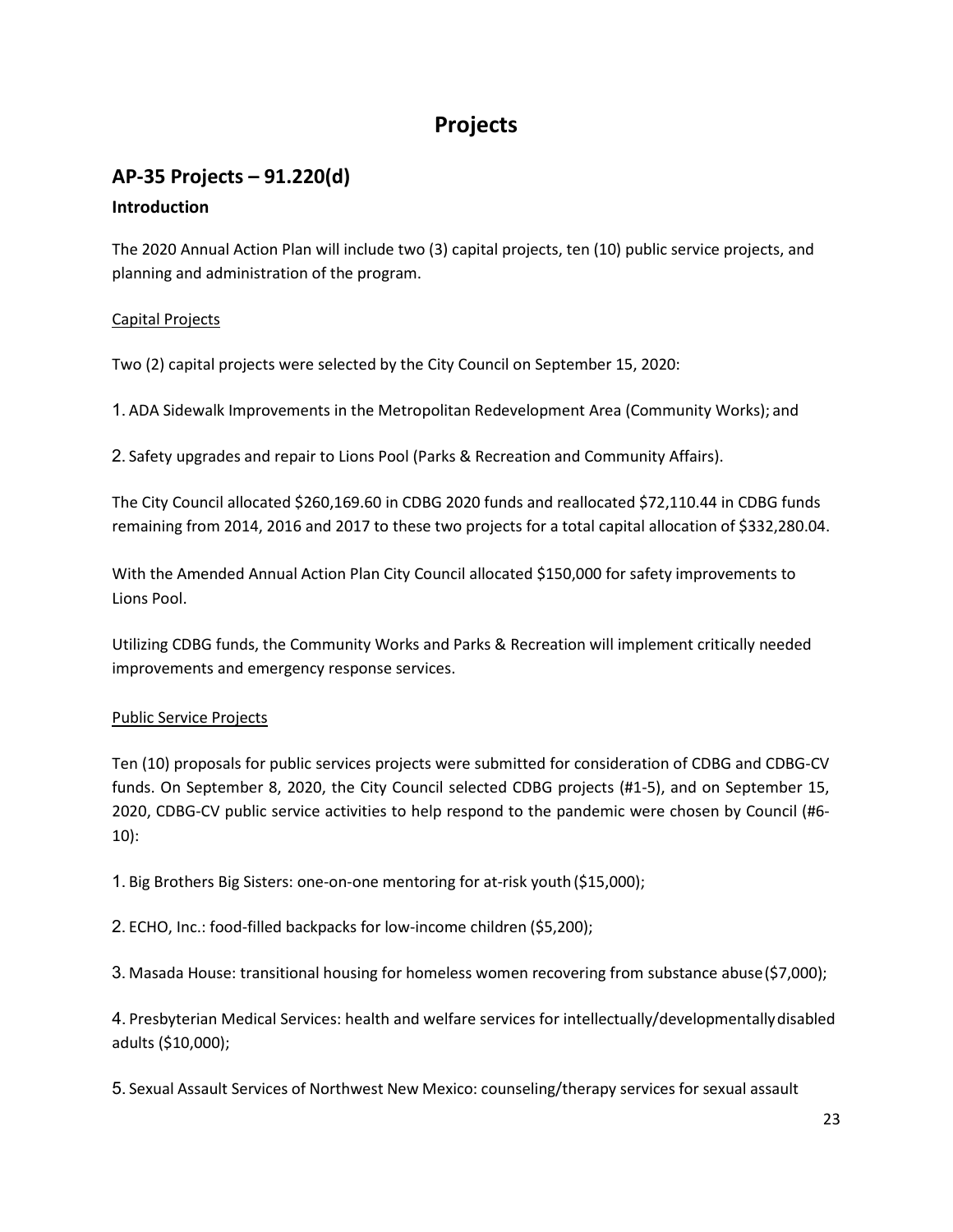# Projects

## AP-35 Projects – 91.220(d)

### Introduction

The 2020 Annual Action Plan will include two (3) capital projects, ten (10) public service projects, and planning and administration of the program.

Capital Projects

Two (2) capital projects were selected by the City Council on September 15, 2020:

1. ADA Sidewalk Improvements in the Metropolitan Redevelopment Area (Community Works); and

2. Safety upgrades and repair to Lions Pool (Parks & Recreation and Community Affairs).

The City Council allocated $260,169.60 in CDBG 2020 funds and reallocated $72,110.44 in CDBG funds remaining from 2014, 2016 and 2017 to these two projects for a total capital allocation of $332,280.04.

With the Amended Annual Action Plan City Council allocated $150,000 for safety improvements to Lions Pool.

Utilizing CDBG funds, the Community Works and Parks & Recreation will implement critically needed improvements and emergency response services.

Public Service Projects

Ten (10) proposals for public services projects were submitted for consideration of CDBG and CDBG-CV funds. On September 8, 2020, the City Council selected CDBG projects (#1-5), and on September 15, 2020, CDBG-CV public service activities to help respond to the pandemic were chosen by Council (#6-10):

1. Big Brothers Big Sisters: one-on-one mentoring for at-risk youth ($15,000);

2. ECHO, Inc.: food-filled backpacks for low-income children ($5,200);

3. Masada House: transitional housing for homeless women recovering from substance abuse ($7,000);

4. Presbyterian Medical Services: health and welfare services for intellectually/developmentally disabled adults ($10,000);

5. Sexual Assault Services of Northwest New Mexico: counseling/therapy services for sexual assault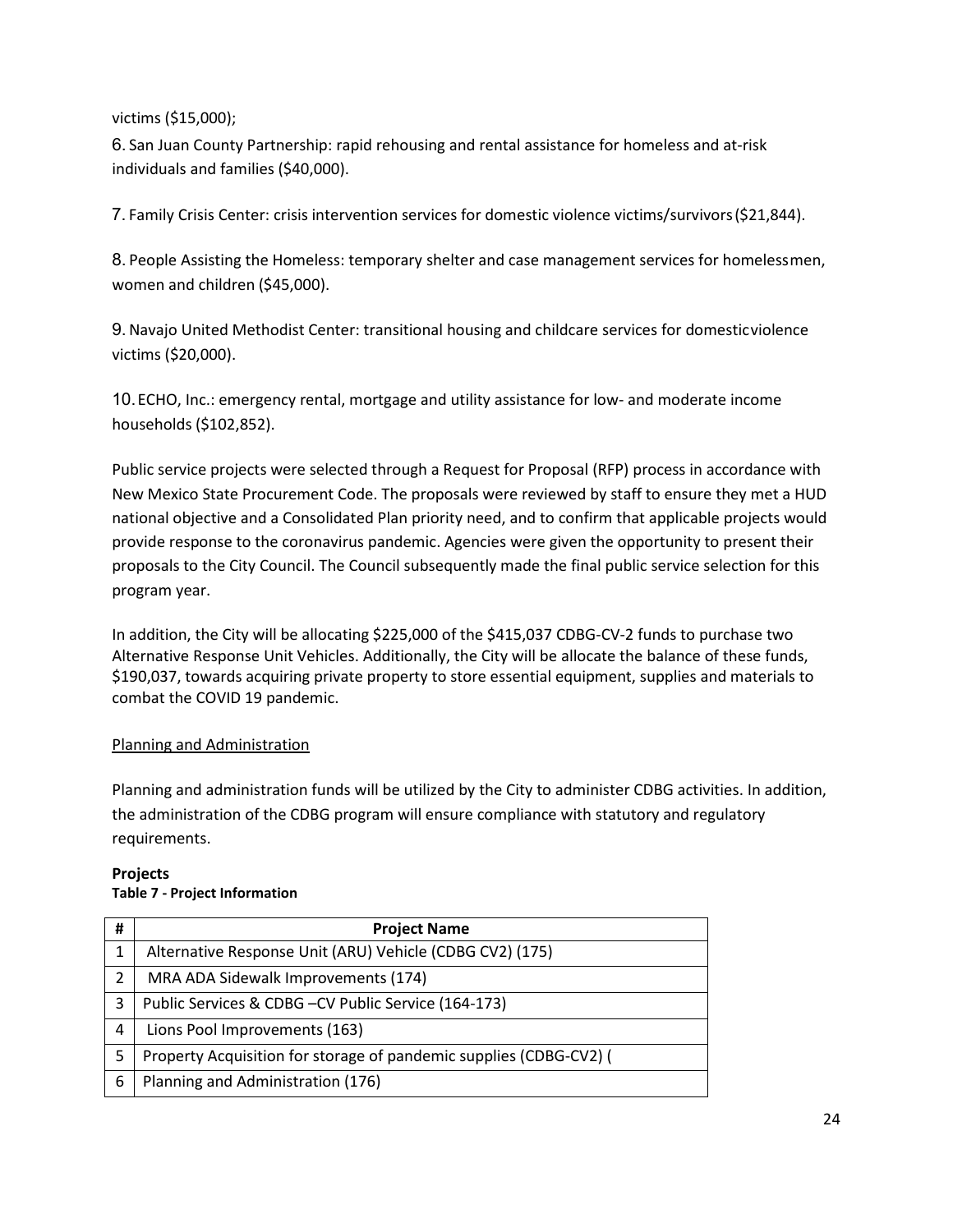victims ($15,000);

6. San Juan County Partnership: rapid rehousing and rental assistance for homeless and at-risk individuals and families ($40,000).

7. Family Crisis Center: crisis intervention services for domestic violence victims/survivors($21,844).

8. People Assisting the Homeless: temporary shelter and case management services for homelessmen, women and children ($45,000).

9. Navajo United Methodist Center: transitional housing and childcare services for domesticviolence victims ($20,000).

10. ECHO, Inc.: emergency rental, mortgage and utility assistance for low- and moderate income households ($102,852).

Public service projects were selected through a Request for Proposal (RFP) process in accordance with New Mexico State Procurement Code. The proposals were reviewed by staff to ensure they met a HUD national objective and a Consolidated Plan priority need, and to confirm that applicable projects would provide response to the coronavirus pandemic. Agencies were given the opportunity to present their proposals to the City Council. The Council subsequently made the final public service selection for this program year.

In addition, the City will be allocating $225,000 of the $415,037 CDBG-CV-2 funds to purchase two Alternative Response Unit Vehicles. Additionally, the City will be allocate the balance of these funds, $190,037, towards acquiring private property to store essential equipment, supplies and materials to combat the COVID 19 pandemic.

Planning and Administration

Planning and administration funds will be utilized by the City to administer CDBG activities. In addition, the administration of the CDBG program will ensure compliance with statutory and regulatory requirements.

**Projects**

**Table 7 - Project Information**

| # | Project Name |
|---|---|
| 1 | Alternative Response Unit (ARU) Vehicle (CDBG CV2) (175) |
| 2 | MRA ADA Sidewalk Improvements (174) |
| 3 | Public Services & CDBG –CV Public Service (164-173) |
| 4 | Lions Pool Improvements (163) |
| 5 | Property Acquisition for storage of pandemic supplies (CDBG-CV2) ( |
| 6 | Planning and Administration (176) |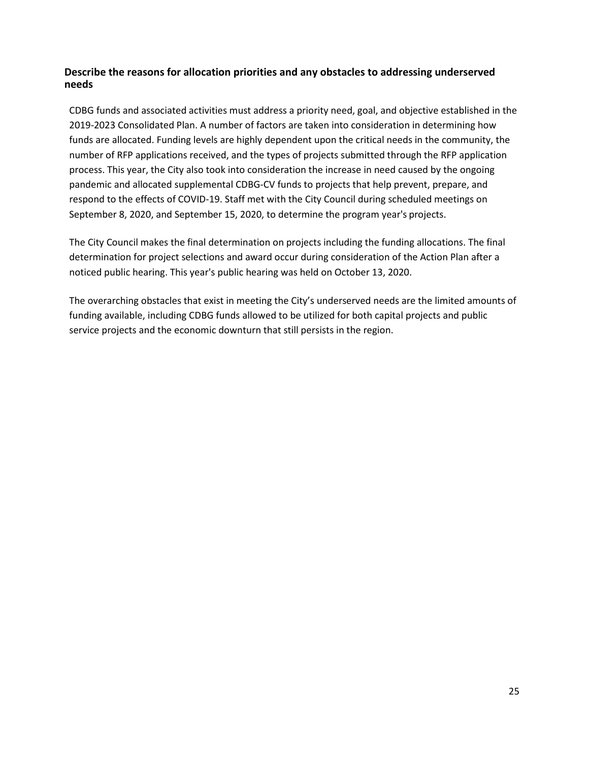### Describe the reasons for allocation priorities and any obstacles to addressing underserved needs

CDBG funds and associated activities must address a priority need, goal, and objective established in the 2019-2023 Consolidated Plan. A number of factors are taken into consideration in determining how funds are allocated. Funding levels are highly dependent upon the critical needs in the community, the number of RFP applications received, and the types of projects submitted through the RFP application process. This year, the City also took into consideration the increase in need caused by the ongoing pandemic and allocated supplemental CDBG-CV funds to projects that help prevent, prepare, and respond to the effects of COVID-19. Staff met with the City Council during scheduled meetings on September 8, 2020, and September 15, 2020, to determine the program year's projects.

The City Council makes the final determination on projects including the funding allocations. The final determination for project selections and award occur during consideration of the Action Plan after a noticed public hearing. This year's public hearing was held on October 13, 2020.

The overarching obstacles that exist in meeting the City's underserved needs are the limited amounts of funding available, including CDBG funds allowed to be utilized for both capital projects and public service projects and the economic downturn that still persists in the region.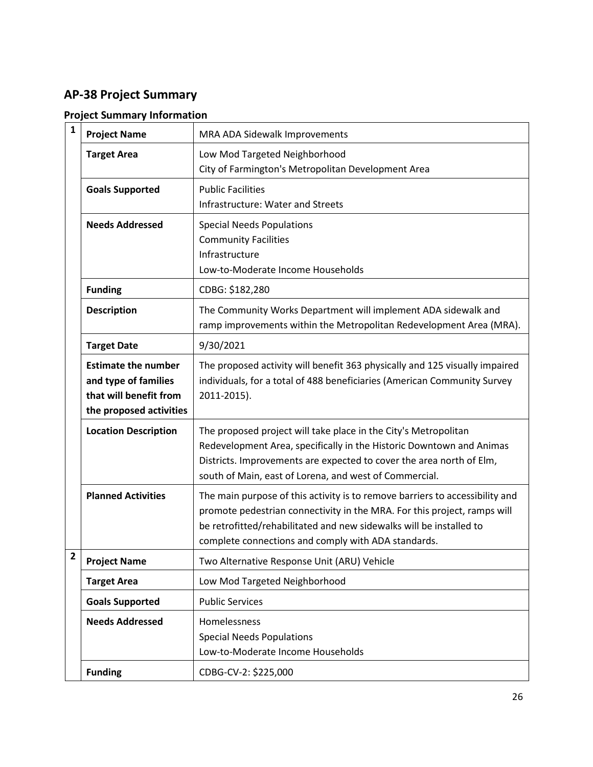## AP-38 Project Summary

### Project Summary Information

| | | |
|---|---|---|
| 1 | **Project Name** | MRA ADA Sidewalk Improvements |
| | **Target Area** | Low Mod Targeted Neighborhood<br>City of Farmington's Metropolitan Development Area |
| | **Goals Supported** | Public Facilities<br>Infrastructure: Water and Streets |
| | **Needs Addressed** | Special Needs Populations<br>Community Facilities<br>Infrastructure<br>Low-to-Moderate Income Households |
| | **Funding** | CDBG: $182,280 |
| | **Description** | The Community Works Department will implement ADA sidewalk and ramp improvements within the Metropolitan Redevelopment Area (MRA). |
| | **Target Date** | 9/30/2021 |
| | **Estimate the number and type of families that will benefit from the proposed activities** | The proposed activity will benefit 363 physically and 125 visually impaired individuals, for a total of 488 beneficiaries (American Community Survey 2011-2015). |
| | **Location Description** | The proposed project will take place in the City's Metropolitan Redevelopment Area, specifically in the Historic Downtown and Animas Districts. Improvements are expected to cover the area north of Elm, south of Main, east of Lorena, and west of Commercial. |
| | **Planned Activities** | The main purpose of this activity is to remove barriers to accessibility and promote pedestrian connectivity in the MRA. For this project, ramps will be retrofitted/rehabilitated and new sidewalks will be installed to complete connections and comply with ADA standards. |
| 2 | **Project Name** | Two Alternative Response Unit (ARU) Vehicle |
| | **Target Area** | Low Mod Targeted Neighborhood |
| | **Goals Supported** | Public Services |
| | **Needs Addressed** | Homelessness<br>Special Needs Populations<br>Low-to-Moderate Income Households |
| | **Funding** | CDBG-CV-2: $225,000 |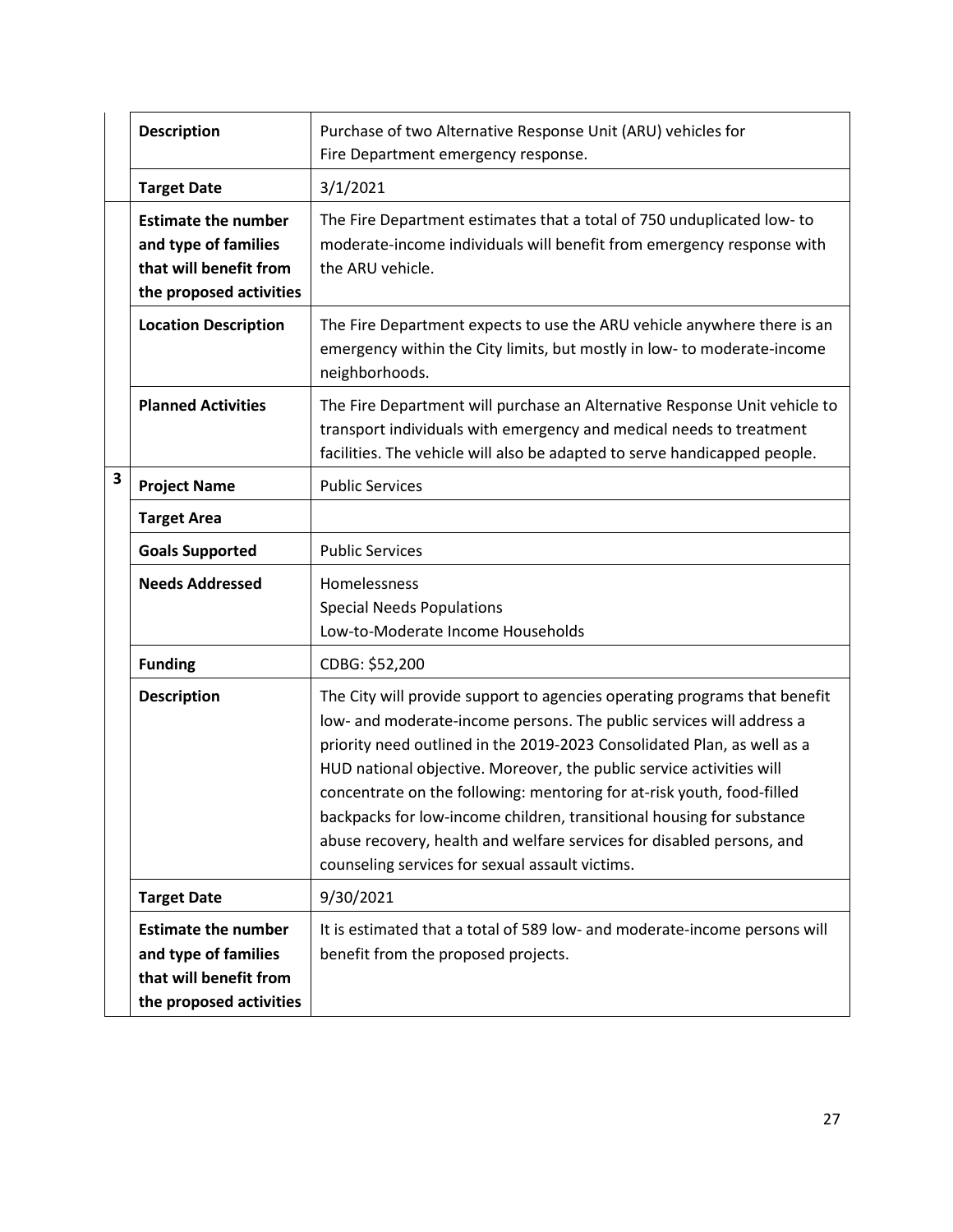| | | |
|---|---|---|
| | **Description** | Purchase of two Alternative Response Unit (ARU) vehicles for Fire Department emergency response. |
| | **Target Date** | 3/1/2021 |
| | **Estimate the number and type of families that will benefit from the proposed activities** | The Fire Department estimates that a total of 750 unduplicated low- to moderate-income individuals will benefit from emergency response with the ARU vehicle. |
| | **Location Description** | The Fire Department expects to use the ARU vehicle anywhere there is an emergency within the City limits, but mostly in low- to moderate-income neighborhoods. |
| | **Planned Activities** | The Fire Department will purchase an Alternative Response Unit vehicle to transport individuals with emergency and medical needs to treatment facilities. The vehicle will also be adapted to serve handicapped people. |
| **3** | **Project Name** | Public Services |
| | **Target Area** | |
| | **Goals Supported** | Public Services |
| | **Needs Addressed** | Homelessness<br>Special Needs Populations<br>Low-to-Moderate Income Households |
| | **Funding** | CDBG: $52,200 |
| | **Description** | The City will provide support to agencies operating programs that benefit low- and moderate-income persons. The public services will address a priority need outlined in the 2019-2023 Consolidated Plan, as well as a HUD national objective. Moreover, the public service activities will concentrate on the following: mentoring for at-risk youth, food-filled backpacks for low-income children, transitional housing for substance abuse recovery, health and welfare services for disabled persons, and counseling services for sexual assault victims. |
| | **Target Date** | 9/30/2021 |
| | **Estimate the number and type of families that will benefit from the proposed activities** | It is estimated that a total of 589 low- and moderate-income persons will benefit from the proposed projects. |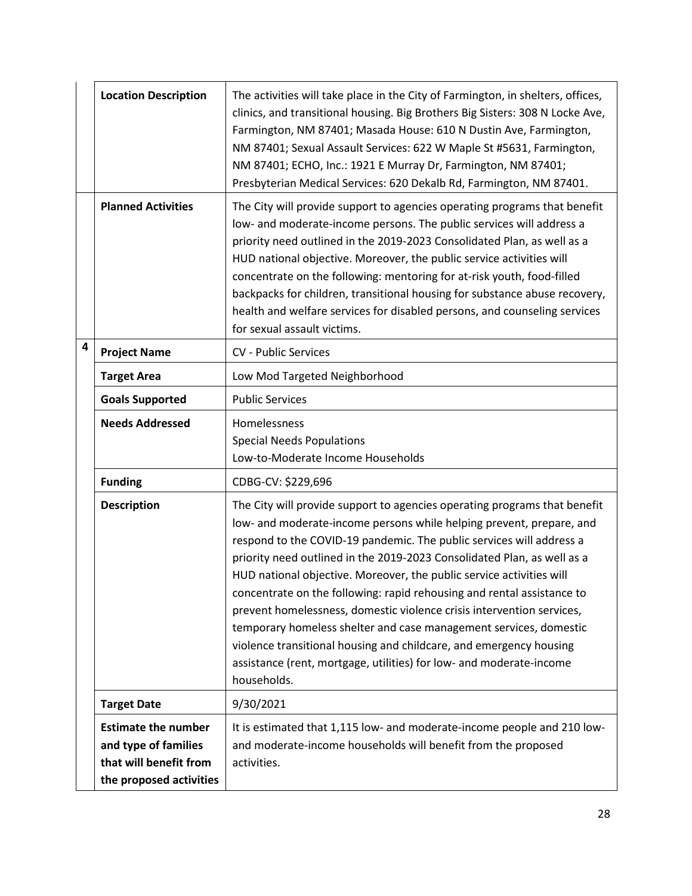| | | |
|---|---|---|
| | **Location Description** | The activities will take place in the City of Farmington, in shelters, offices, clinics, and transitional housing. Big Brothers Big Sisters: 308 N Locke Ave, Farmington, NM 87401; Masada House: 610 N Dustin Ave, Farmington, NM 87401; Sexual Assault Services: 622 W Maple St #5631, Farmington, NM 87401; ECHO, Inc.: 1921 E Murray Dr, Farmington, NM 87401; Presbyterian Medical Services: 620 Dekalb Rd, Farmington, NM 87401. |
| | **Planned Activities** | The City will provide support to agencies operating programs that benefit low- and moderate-income persons. The public services will address a priority need outlined in the 2019-2023 Consolidated Plan, as well as a HUD national objective. Moreover, the public service activities will concentrate on the following: mentoring for at-risk youth, food-filled backpacks for children, transitional housing for substance abuse recovery, health and welfare services for disabled persons, and counseling services for sexual assault victims. |
| **4** | **Project Name** | CV - Public Services |
| | **Target Area** | Low Mod Targeted Neighborhood |
| | **Goals Supported** | Public Services |
| | **Needs Addressed** | Homelessness<br>Special Needs Populations<br>Low-to-Moderate Income Households |
| | **Funding** | CDBG-CV: $229,696 |
| | **Description** | The City will provide support to agencies operating programs that benefit low- and moderate-income persons while helping prevent, prepare, and respond to the COVID-19 pandemic. The public services will address a priority need outlined in the 2019-2023 Consolidated Plan, as well as a HUD national objective. Moreover, the public service activities will concentrate on the following: rapid rehousing and rental assistance to prevent homelessness, domestic violence crisis intervention services, temporary homeless shelter and case management services, domestic violence transitional housing and childcare, and emergency housing assistance (rent, mortgage, utilities) for low- and moderate-income households. |
| | **Target Date** | 9/30/2021 |
| | **Estimate the number and type of families that will benefit from the proposed activities** | It is estimated that 1,115 low- and moderate-income people and 210 low- and moderate-income households will benefit from the proposed activities. |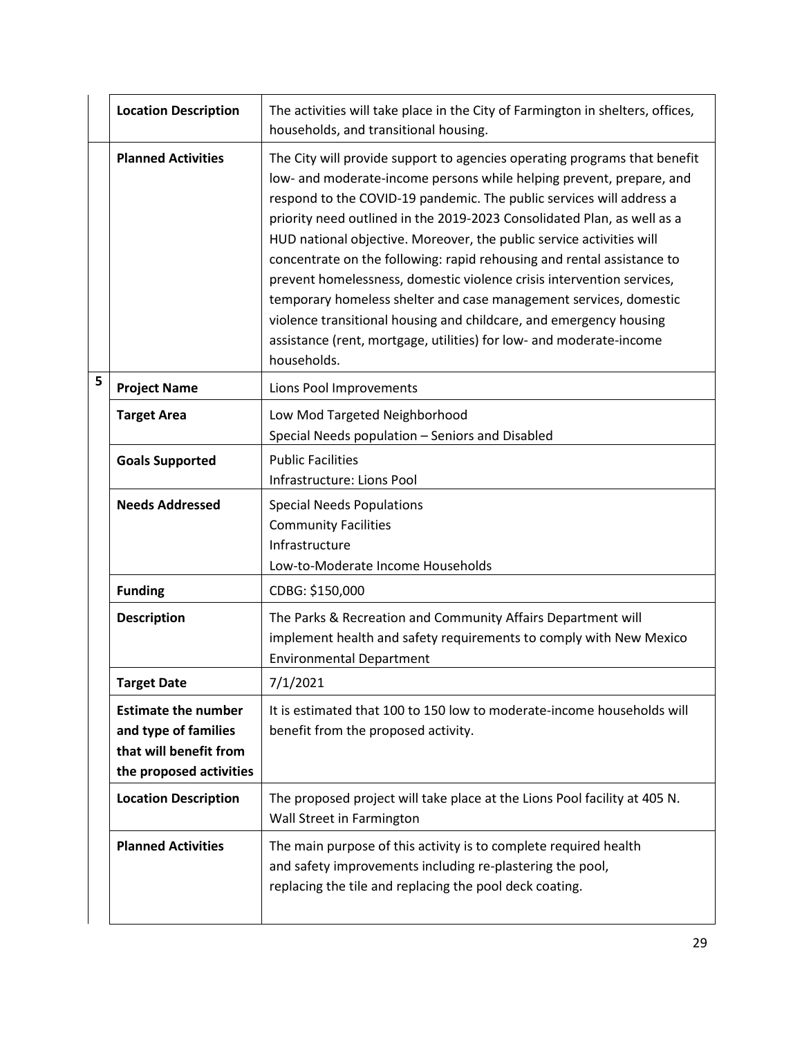| | | |
|---|---|---|
| | **Location Description** | The activities will take place in the City of Farmington in shelters, offices, households, and transitional housing. |
| | **Planned Activities** | The City will provide support to agencies operating programs that benefit low- and moderate-income persons while helping prevent, prepare, and respond to the COVID-19 pandemic. The public services will address a priority need outlined in the 2019-2023 Consolidated Plan, as well as a HUD national objective. Moreover, the public service activities will concentrate on the following: rapid rehousing and rental assistance to prevent homelessness, domestic violence crisis intervention services, temporary homeless shelter and case management services, domestic violence transitional housing and childcare, and emergency housing assistance (rent, mortgage, utilities) for low- and moderate-income households. |
| **5** | **Project Name** | Lions Pool Improvements |
| | **Target Area** | Low Mod Targeted Neighborhood<br>Special Needs population – Seniors and Disabled |
| | **Goals Supported** | Public Facilities<br>Infrastructure: Lions Pool |
| | **Needs Addressed** | Special Needs Populations<br>Community Facilities<br>Infrastructure<br>Low-to-Moderate Income Households |
| | **Funding** | CDBG: $150,000 |
| | **Description** | The Parks & Recreation and Community Affairs Department will implement health and safety requirements to comply with New Mexico Environmental Department |
| | **Target Date** | 7/1/2021 |
| | **Estimate the number and type of families that will benefit from the proposed activities** | It is estimated that 100 to 150 low to moderate-income households will benefit from the proposed activity. |
| | **Location Description** | The proposed project will take place at the Lions Pool facility at 405 N. Wall Street in Farmington |
| | **Planned Activities** | The main purpose of this activity is to complete required health and safety improvements including re-plastering the pool, replacing the tile and replacing the pool deck coating. |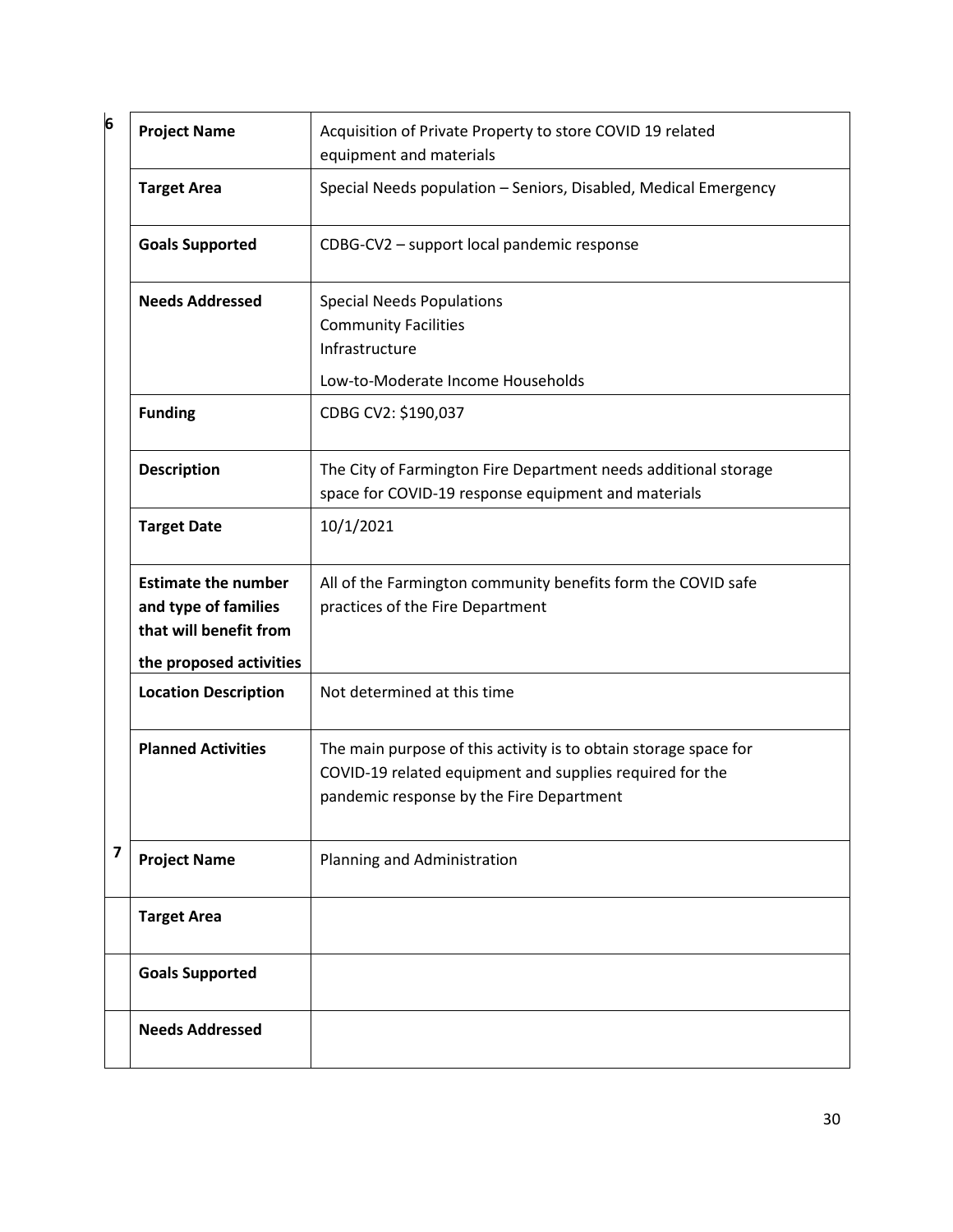| 6 | | |
|---|---|---|
| | **Project Name** | Acquisition of Private Property to store COVID 19 related equipment and materials |
| | **Target Area** | Special Needs population – Seniors, Disabled, Medical Emergency |
| | **Goals Supported** | CDBG-CV2 – support local pandemic response |
| | **Needs Addressed** | Special Needs Populations<br>Community Facilities<br>Infrastructure<br>Low-to-Moderate Income Households |
| | **Funding** | CDBG CV2: $190,037 |
| | **Description** | The City of Farmington Fire Department needs additional storage space for COVID-19 response equipment and materials |
| | **Target Date** | 10/1/2021 |
| | **Estimate the number and type of families that will benefit from the proposed activities** | All of the Farmington community benefits form the COVID safe practices of the Fire Department |
| | **Location Description** | Not determined at this time |
| | **Planned Activities** | The main purpose of this activity is to obtain storage space for COVID-19 related equipment and supplies required for the pandemic response by the Fire Department |
| 7 | **Project Name** | Planning and Administration |
| | **Target Area** | |
| | **Goals Supported** | |
| | **Needs Addressed** | |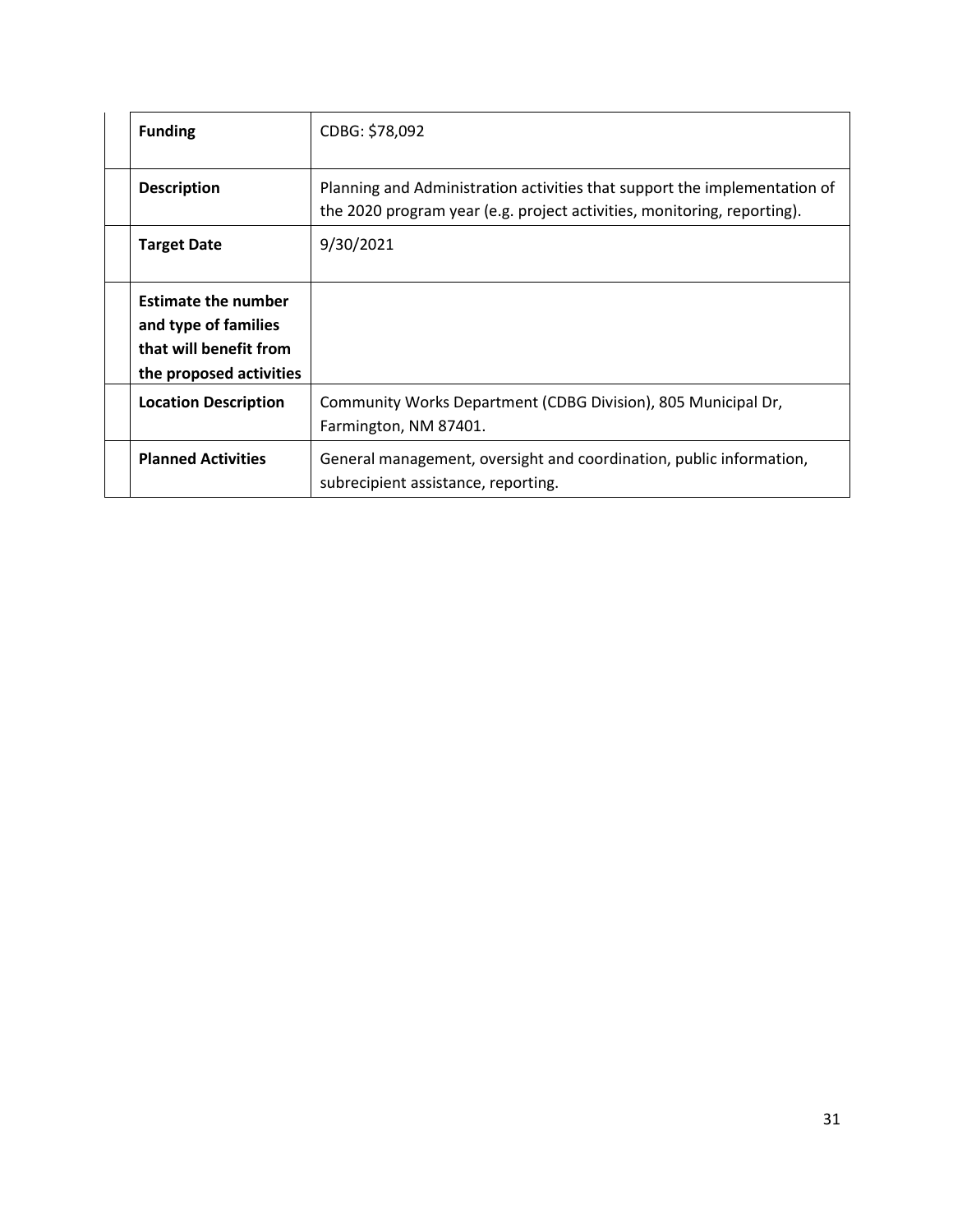| | | |
|---|---|---|
| | **Funding** | CDBG: $78,092 |
| | **Description** | Planning and Administration activities that support the implementation of the 2020 program year (e.g. project activities, monitoring, reporting). |
| | **Target Date** | 9/30/2021 |
| | **Estimate the number and type of families that will benefit from the proposed activities** | |
| | **Location Description** | Community Works Department (CDBG Division), 805 Municipal Dr, Farmington, NM 87401. |
| | **Planned Activities** | General management, oversight and coordination, public information, subrecipient assistance, reporting. |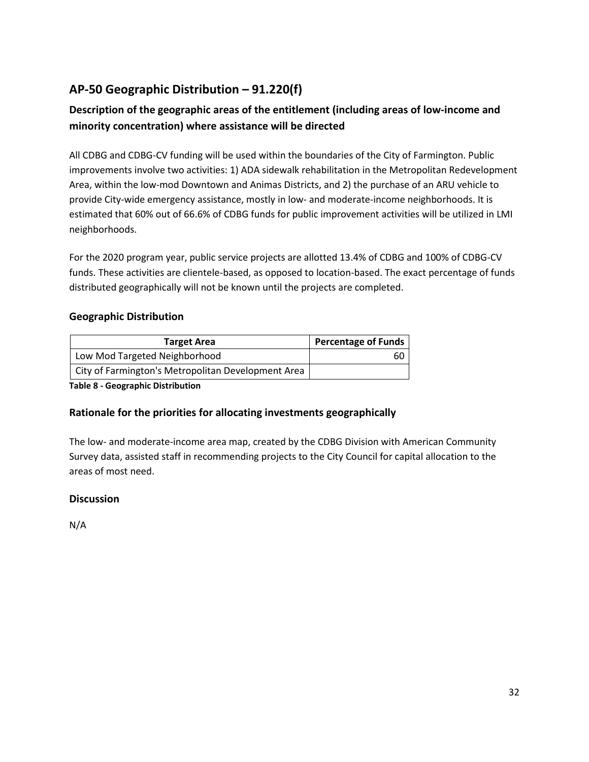## AP-50 Geographic Distribution – 91.220(f)

### Description of the geographic areas of the entitlement (including areas of low-income and minority concentration) where assistance will be directed

All CDBG and CDBG-CV funding will be used within the boundaries of the City of Farmington. Public improvements involve two activities: 1) ADA sidewalk rehabilitation in the Metropolitan Redevelopment Area, within the low-mod Downtown and Animas Districts, and 2) the purchase of an ARU vehicle to provide City-wide emergency assistance, mostly in low- and moderate-income neighborhoods. It is estimated that 60% out of 66.6% of CDBG funds for public improvement activities will be utilized in LMI neighborhoods.

For the 2020 program year, public service projects are allotted 13.4% of CDBG and 100% of CDBG-CV funds. These activities are clientele-based, as opposed to location-based. The exact percentage of funds distributed geographically will not be known until the projects are completed.

### Geographic Distribution

| Target Area | Percentage of Funds |
|---|---|
| Low Mod Targeted Neighborhood | 60 |
| City of Farmington's Metropolitan Development Area | |

**Table 8 - Geographic Distribution**

### Rationale for the priorities for allocating investments geographically

The low- and moderate-income area map, created by the CDBG Division with American Community Survey data, assisted staff in recommending projects to the City Council for capital allocation to the areas of most need.

### Discussion

N/A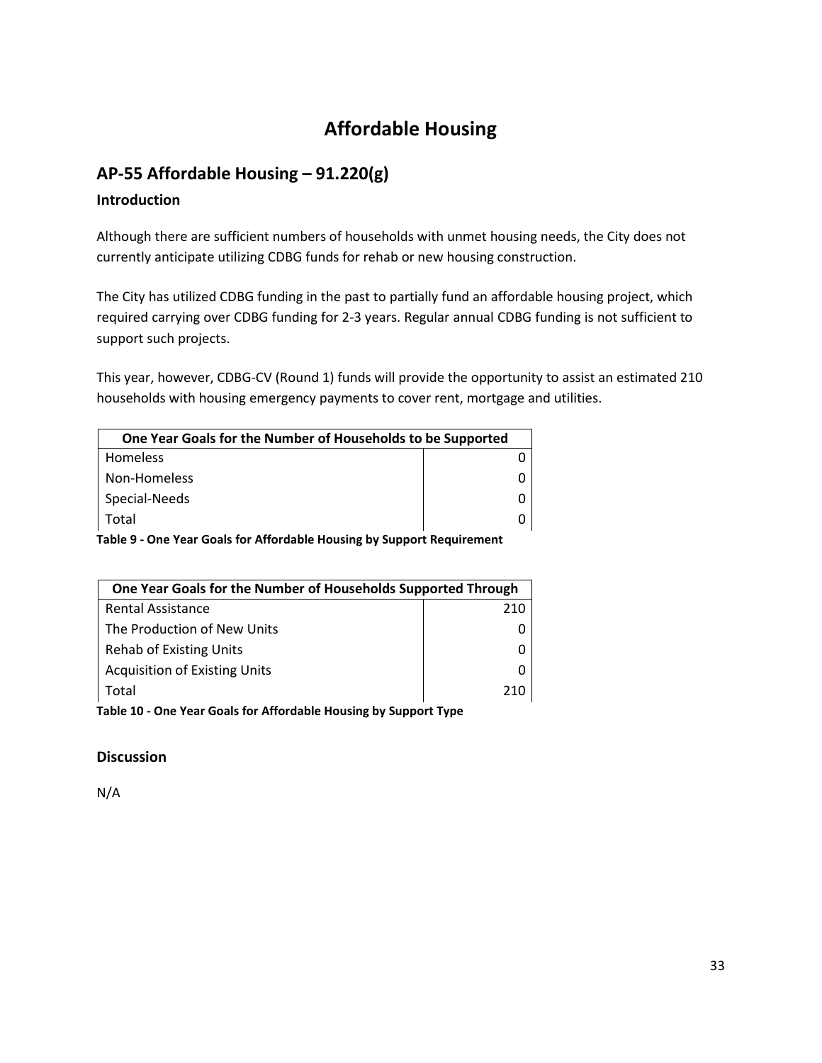# Affordable Housing

## AP-55 Affordable Housing – 91.220(g)

### Introduction

Although there are sufficient numbers of households with unmet housing needs, the City does not currently anticipate utilizing CDBG funds for rehab or new housing construction.

The City has utilized CDBG funding in the past to partially fund an affordable housing project, which required carrying over CDBG funding for 2-3 years. Regular annual CDBG funding is not sufficient to support such projects.

This year, however, CDBG-CV (Round 1) funds will provide the opportunity to assist an estimated 210 households with housing emergency payments to cover rent, mortgage and utilities.

| One Year Goals for the Number of Households to be Supported | |
|---|---|
| Homeless | 0 |
| Non-Homeless | 0 |
| Special-Needs | 0 |
| Total | 0 |

**Table 9 - One Year Goals for Affordable Housing by Support Requirement**

| One Year Goals for the Number of Households Supported Through | |
|---|---|
| Rental Assistance | 210 |
| The Production of New Units | 0 |
| Rehab of Existing Units | 0 |
| Acquisition of Existing Units | 0 |
| Total | 210 |

**Table 10 - One Year Goals for Affordable Housing by Support Type**

### Discussion

N/A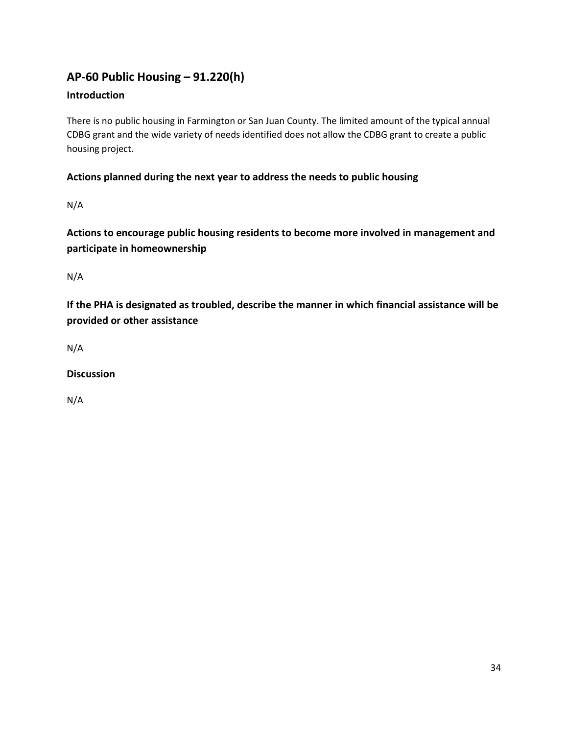## AP-60 Public Housing – 91.220(h)

### Introduction

There is no public housing in Farmington or San Juan County. The limited amount of the typical annual CDBG grant and the wide variety of needs identified does not allow the CDBG grant to create a public housing project.

### Actions planned during the next year to address the needs to public housing

N/A

### Actions to encourage public housing residents to become more involved in management and participate in homeownership

N/A

### If the PHA is designated as troubled, describe the manner in which financial assistance will be provided or other assistance

N/A

### Discussion

N/A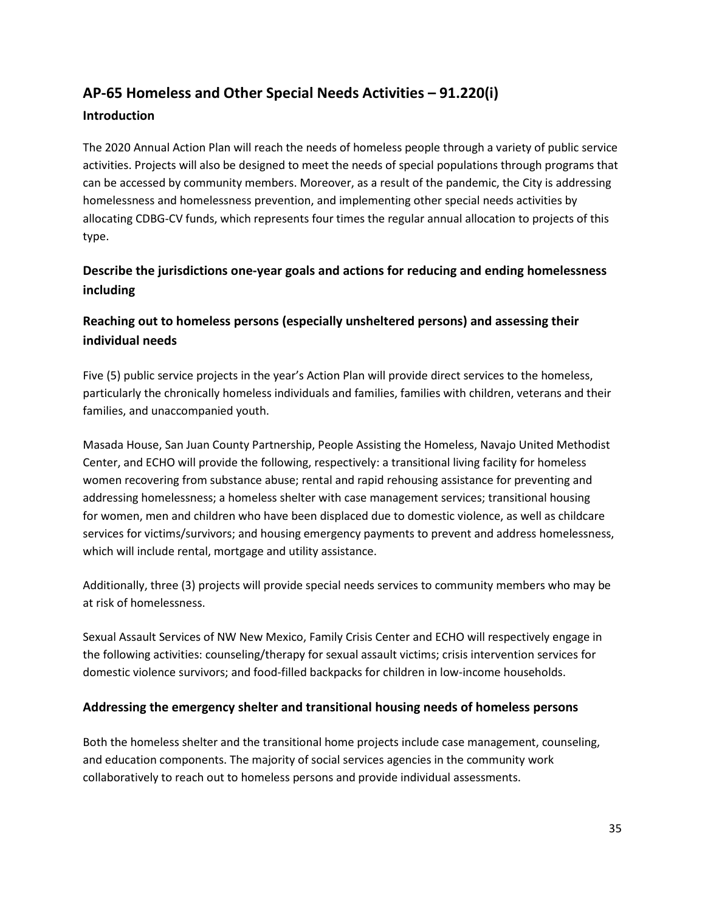## AP-65 Homeless and Other Special Needs Activities – 91.220(i)

### Introduction

The 2020 Annual Action Plan will reach the needs of homeless people through a variety of public service activities. Projects will also be designed to meet the needs of special populations through programs that can be accessed by community members. Moreover, as a result of the pandemic, the City is addressing homelessness and homelessness prevention, and implementing other special needs activities by allocating CDBG-CV funds, which represents four times the regular annual allocation to projects of this type.

### Describe the jurisdictions one-year goals and actions for reducing and ending homelessness including

### Reaching out to homeless persons (especially unsheltered persons) and assessing their individual needs

Five (5) public service projects in the year's Action Plan will provide direct services to the homeless, particularly the chronically homeless individuals and families, families with children, veterans and their families, and unaccompanied youth.

Masada House, San Juan County Partnership, People Assisting the Homeless, Navajo United Methodist Center, and ECHO will provide the following, respectively: a transitional living facility for homeless women recovering from substance abuse; rental and rapid rehousing assistance for preventing and addressing homelessness; a homeless shelter with case management services; transitional housing for women, men and children who have been displaced due to domestic violence, as well as childcare services for victims/survivors; and housing emergency payments to prevent and address homelessness, which will include rental, mortgage and utility assistance.

Additionally, three (3) projects will provide special needs services to community members who may be at risk of homelessness.

Sexual Assault Services of NW New Mexico, Family Crisis Center and ECHO will respectively engage in the following activities: counseling/therapy for sexual assault victims; crisis intervention services for domestic violence survivors; and food-filled backpacks for children in low-income households.

### Addressing the emergency shelter and transitional housing needs of homeless persons

Both the homeless shelter and the transitional home projects include case management, counseling, and education components. The majority of social services agencies in the community work collaboratively to reach out to homeless persons and provide individual assessments.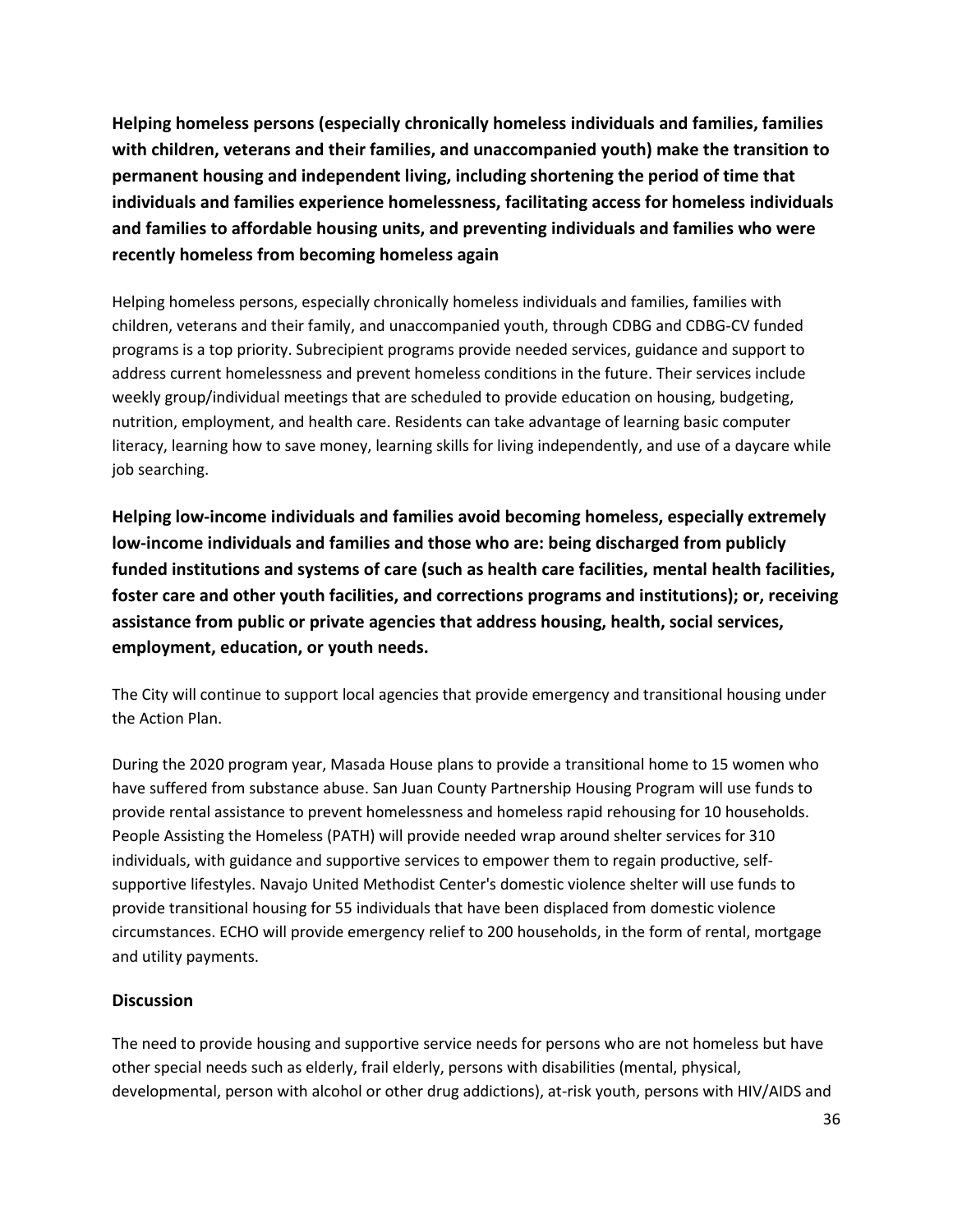**Helping homeless persons (especially chronically homeless individuals and families, families with children, veterans and their families, and unaccompanied youth) make the transition to permanent housing and independent living, including shortening the period of time that individuals and families experience homelessness, facilitating access for homeless individuals and families to affordable housing units, and preventing individuals and families who were recently homeless from becoming homeless again**

Helping homeless persons, especially chronically homeless individuals and families, families with children, veterans and their family, and unaccompanied youth, through CDBG and CDBG-CV funded programs is a top priority. Subrecipient programs provide needed services, guidance and support to address current homelessness and prevent homeless conditions in the future. Their services include weekly group/individual meetings that are scheduled to provide education on housing, budgeting, nutrition, employment, and health care. Residents can take advantage of learning basic computer literacy, learning how to save money, learning skills for living independently, and use of a daycare while job searching.

**Helping low-income individuals and families avoid becoming homeless, especially extremely low-income individuals and families and those who are: being discharged from publicly funded institutions and systems of care (such as health care facilities, mental health facilities, foster care and other youth facilities, and corrections programs and institutions); or, receiving assistance from public or private agencies that address housing, health, social services, employment, education, or youth needs.**

The City will continue to support local agencies that provide emergency and transitional housing under the Action Plan.

During the 2020 program year, Masada House plans to provide a transitional home to 15 women who have suffered from substance abuse. San Juan County Partnership Housing Program will use funds to provide rental assistance to prevent homelessness and homeless rapid rehousing for 10 households. People Assisting the Homeless (PATH) will provide needed wrap around shelter services for 310 individuals, with guidance and supportive services to empower them to regain productive, self-supportive lifestyles. Navajo United Methodist Center's domestic violence shelter will use funds to provide transitional housing for 55 individuals that have been displaced from domestic violence circumstances. ECHO will provide emergency relief to 200 households, in the form of rental, mortgage and utility payments.

### Discussion

The need to provide housing and supportive service needs for persons who are not homeless but have other special needs such as elderly, frail elderly, persons with disabilities (mental, physical, developmental, person with alcohol or other drug addictions), at-risk youth, persons with HIV/AIDS and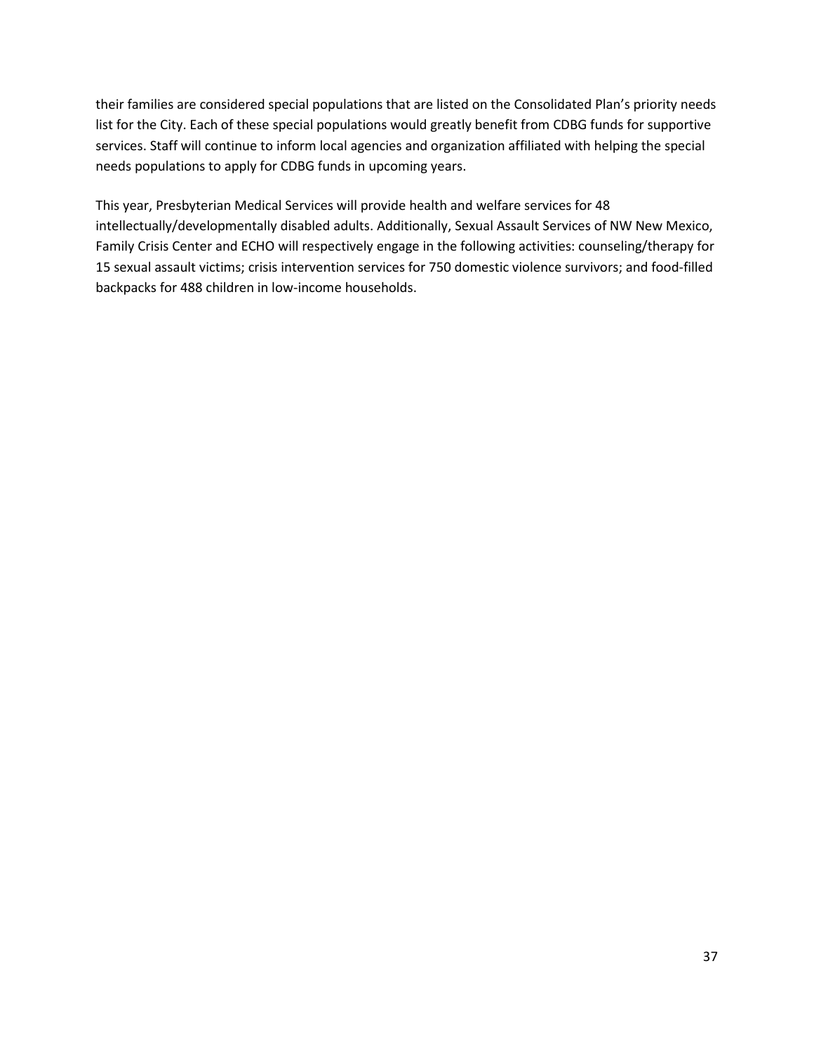their families are considered special populations that are listed on the Consolidated Plan's priority needs list for the City. Each of these special populations would greatly benefit from CDBG funds for supportive services. Staff will continue to inform local agencies and organization affiliated with helping the special needs populations to apply for CDBG funds in upcoming years.

This year, Presbyterian Medical Services will provide health and welfare services for 48 intellectually/developmentally disabled adults. Additionally, Sexual Assault Services of NW New Mexico, Family Crisis Center and ECHO will respectively engage in the following activities: counseling/therapy for 15 sexual assault victims; crisis intervention services for 750 domestic violence survivors; and food-filled backpacks for 488 children in low-income households.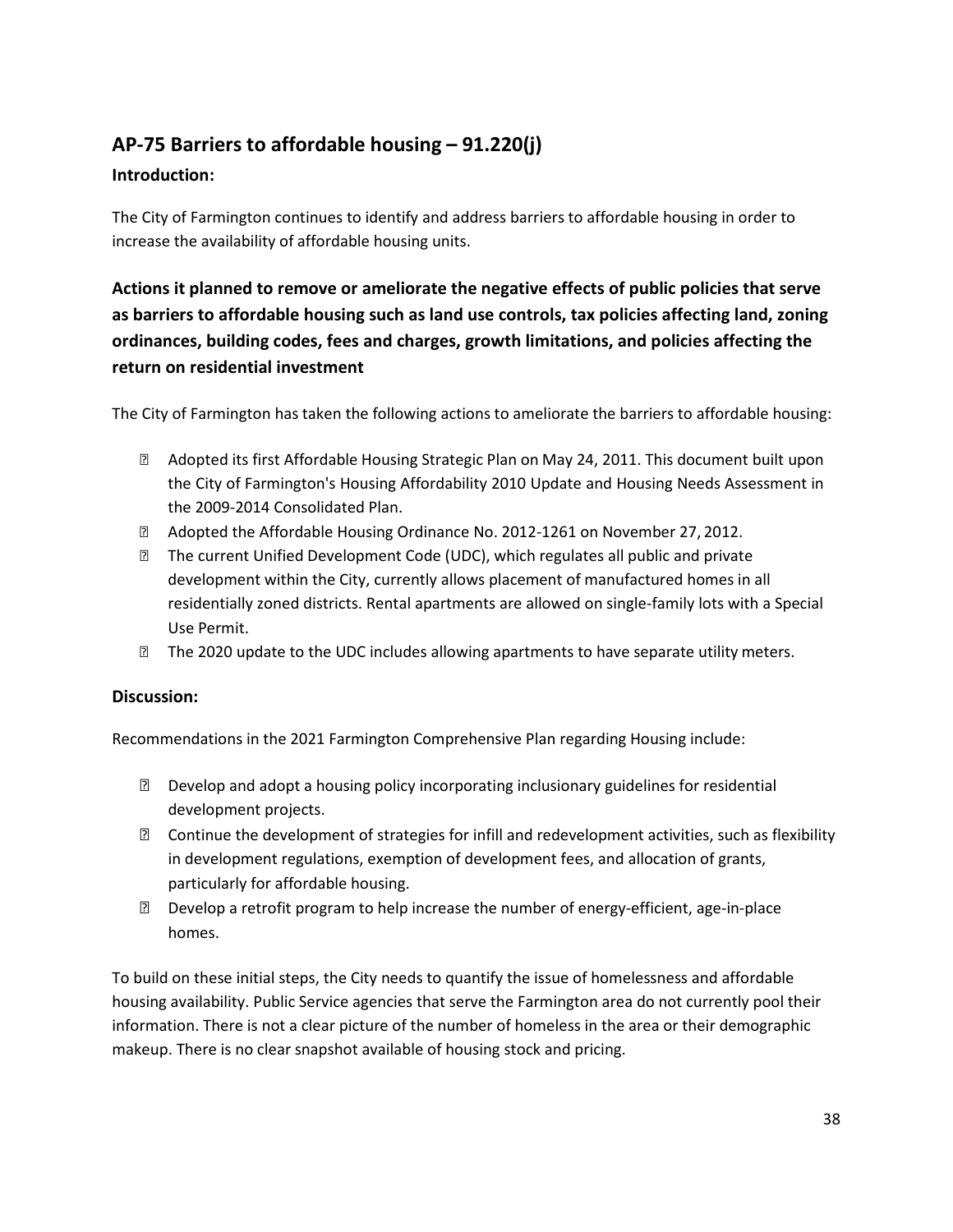## AP-75 Barriers to affordable housing – 91.220(j)

### Introduction:

The City of Farmington continues to identify and address barriers to affordable housing in order to increase the availability of affordable housing units.

### Actions it planned to remove or ameliorate the negative effects of public policies that serve as barriers to affordable housing such as land use controls, tax policies affecting land, zoning ordinances, building codes, fees and charges, growth limitations, and policies affecting the return on residential investment

The City of Farmington has taken the following actions to ameliorate the barriers to affordable housing:

- Adopted its first Affordable Housing Strategic Plan on May 24, 2011. This document built upon the City of Farmington's Housing Affordability 2010 Update and Housing Needs Assessment in the 2009-2014 Consolidated Plan.
- Adopted the Affordable Housing Ordinance No. 2012-1261 on November 27, 2012.
- The current Unified Development Code (UDC), which regulates all public and private development within the City, currently allows placement of manufactured homes in all residentially zoned districts. Rental apartments are allowed on single-family lots with a Special Use Permit.
- The 2020 update to the UDC includes allowing apartments to have separate utility meters.

### Discussion:

Recommendations in the 2021 Farmington Comprehensive Plan regarding Housing include:

- Develop and adopt a housing policy incorporating inclusionary guidelines for residential development projects.
- Continue the development of strategies for infill and redevelopment activities, such as flexibility in development regulations, exemption of development fees, and allocation of grants, particularly for affordable housing.
- Develop a retrofit program to help increase the number of energy-efficient, age-in-place homes.

To build on these initial steps, the City needs to quantify the issue of homelessness and affordable housing availability. Public Service agencies that serve the Farmington area do not currently pool their information. There is not a clear picture of the number of homeless in the area or their demographic makeup. There is no clear snapshot available of housing stock and pricing.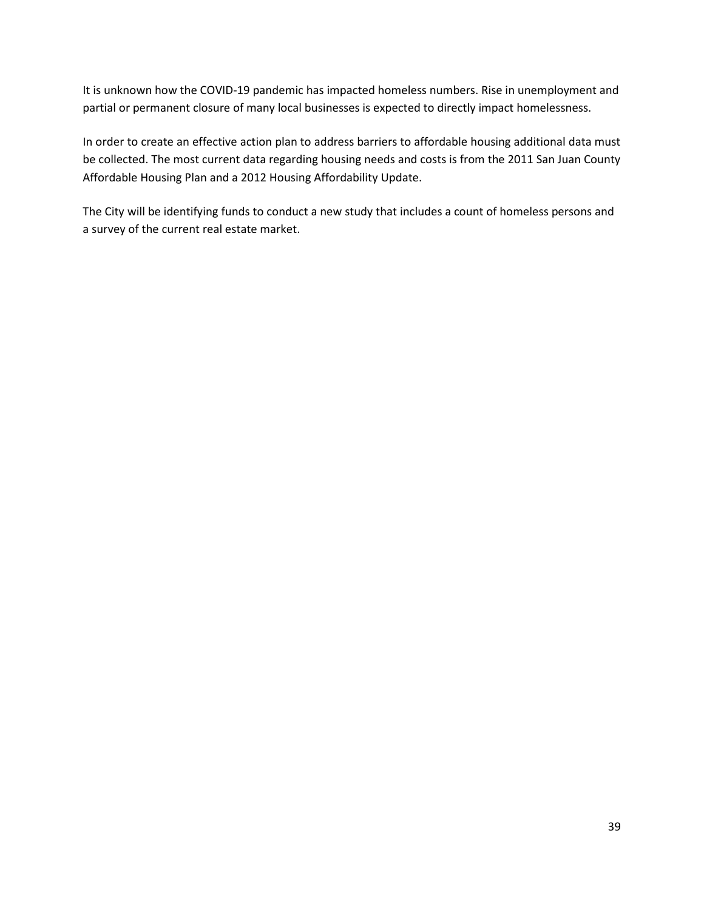It is unknown how the COVID-19 pandemic has impacted homeless numbers. Rise in unemployment and partial or permanent closure of many local businesses is expected to directly impact homelessness.

In order to create an effective action plan to address barriers to affordable housing additional data must be collected. The most current data regarding housing needs and costs is from the 2011 San Juan County Affordable Housing Plan and a 2012 Housing Affordability Update.

The City will be identifying funds to conduct a new study that includes a count of homeless persons and a survey of the current real estate market.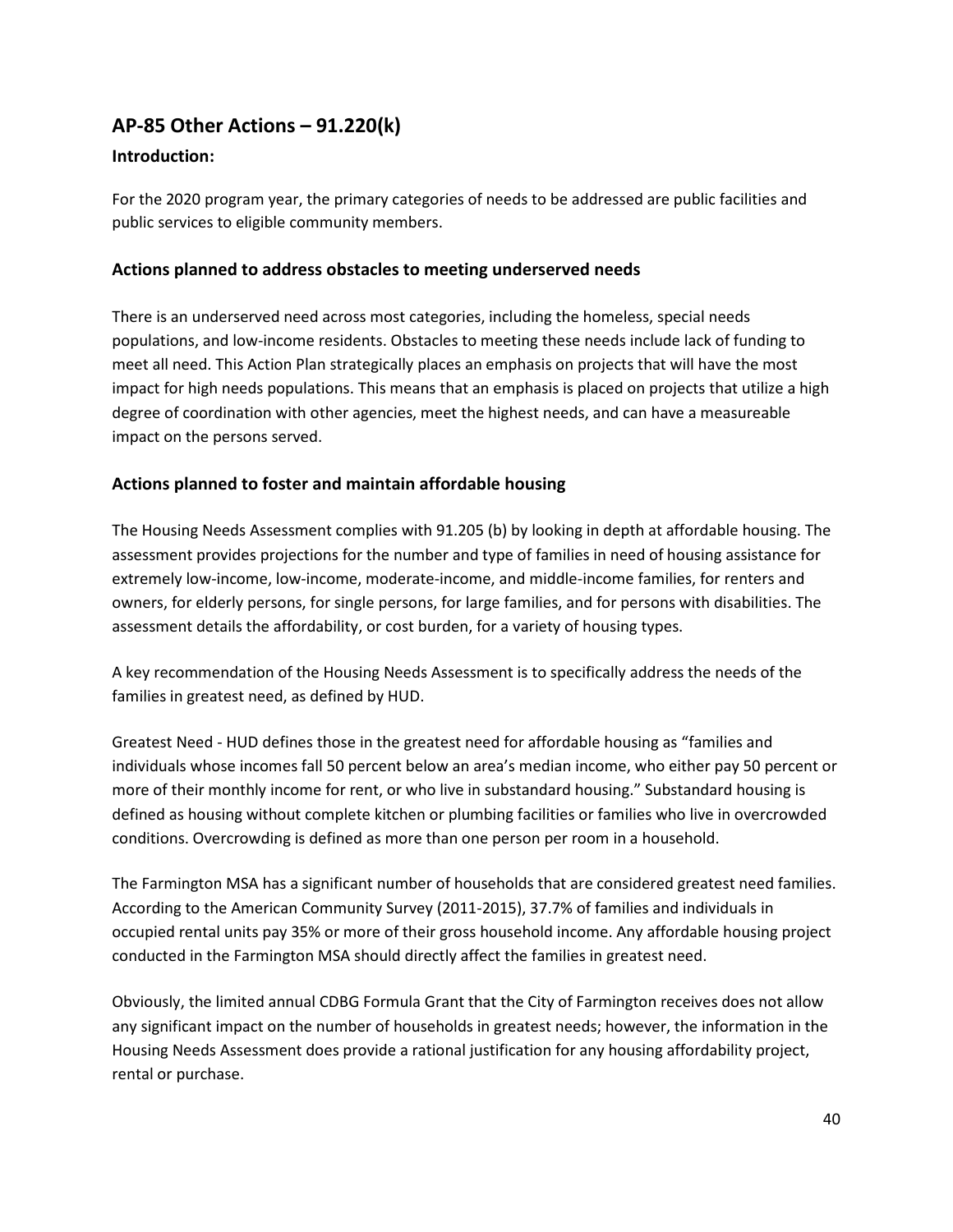## AP-85 Other Actions – 91.220(k)

### Introduction:

For the 2020 program year, the primary categories of needs to be addressed are public facilities and public services to eligible community members.

### Actions planned to address obstacles to meeting underserved needs

There is an underserved need across most categories, including the homeless, special needs populations, and low-income residents. Obstacles to meeting these needs include lack of funding to meet all need. This Action Plan strategically places an emphasis on projects that will have the most impact for high needs populations. This means that an emphasis is placed on projects that utilize a high degree of coordination with other agencies, meet the highest needs, and can have a measureable impact on the persons served.

### Actions planned to foster and maintain affordable housing

The Housing Needs Assessment complies with 91.205 (b) by looking in depth at affordable housing. The assessment provides projections for the number and type of families in need of housing assistance for extremely low-income, low-income, moderate-income, and middle-income families, for renters and owners, for elderly persons, for single persons, for large families, and for persons with disabilities. The assessment details the affordability, or cost burden, for a variety of housing types.

A key recommendation of the Housing Needs Assessment is to specifically address the needs of the families in greatest need, as defined by HUD.

Greatest Need - HUD defines those in the greatest need for affordable housing as "families and individuals whose incomes fall 50 percent below an area's median income, who either pay 50 percent or more of their monthly income for rent, or who live in substandard housing." Substandard housing is defined as housing without complete kitchen or plumbing facilities or families who live in overcrowded conditions. Overcrowding is defined as more than one person per room in a household.

The Farmington MSA has a significant number of households that are considered greatest need families. According to the American Community Survey (2011-2015), 37.7% of families and individuals in occupied rental units pay 35% or more of their gross household income. Any affordable housing project conducted in the Farmington MSA should directly affect the families in greatest need.

Obviously, the limited annual CDBG Formula Grant that the City of Farmington receives does not allow any significant impact on the number of households in greatest needs; however, the information in the Housing Needs Assessment does provide a rational justification for any housing affordability project, rental or purchase.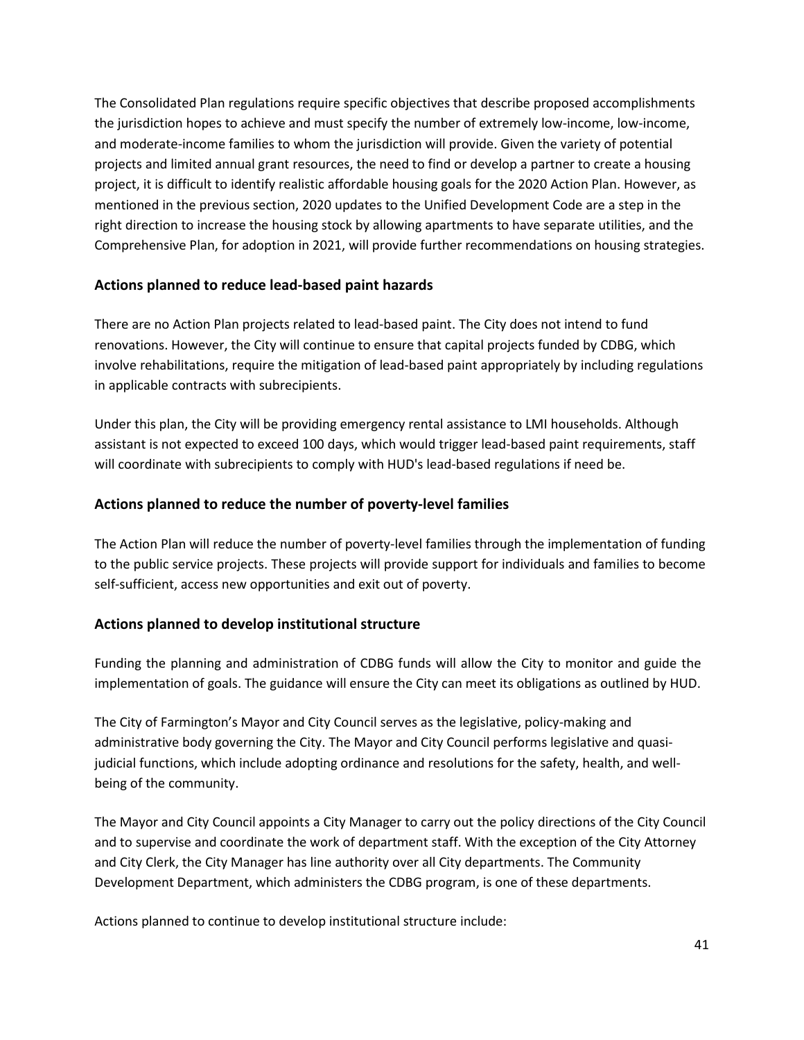The Consolidated Plan regulations require specific objectives that describe proposed accomplishments the jurisdiction hopes to achieve and must specify the number of extremely low-income, low-income, and moderate-income families to whom the jurisdiction will provide. Given the variety of potential projects and limited annual grant resources, the need to find or develop a partner to create a housing project, it is difficult to identify realistic affordable housing goals for the 2020 Action Plan. However, as mentioned in the previous section, 2020 updates to the Unified Development Code are a step in the right direction to increase the housing stock by allowing apartments to have separate utilities, and the Comprehensive Plan, for adoption in 2021, will provide further recommendations on housing strategies.

### Actions planned to reduce lead-based paint hazards

There are no Action Plan projects related to lead-based paint. The City does not intend to fund renovations. However, the City will continue to ensure that capital projects funded by CDBG, which involve rehabilitations, require the mitigation of lead-based paint appropriately by including regulations in applicable contracts with subrecipients.

Under this plan, the City will be providing emergency rental assistance to LMI households. Although assistant is not expected to exceed 100 days, which would trigger lead-based paint requirements, staff will coordinate with subrecipients to comply with HUD's lead-based regulations if need be.

### Actions planned to reduce the number of poverty-level families

The Action Plan will reduce the number of poverty-level families through the implementation of funding to the public service projects. These projects will provide support for individuals and families to become self-sufficient, access new opportunities and exit out of poverty.

### Actions planned to develop institutional structure

Funding the planning and administration of CDBG funds will allow the City to monitor and guide the implementation of goals. The guidance will ensure the City can meet its obligations as outlined by HUD.

The City of Farmington's Mayor and City Council serves as the legislative, policy-making and administrative body governing the City. The Mayor and City Council performs legislative and quasi-judicial functions, which include adopting ordinance and resolutions for the safety, health, and well-being of the community.

The Mayor and City Council appoints a City Manager to carry out the policy directions of the City Council and to supervise and coordinate the work of department staff. With the exception of the City Attorney and City Clerk, the City Manager has line authority over all City departments. The Community Development Department, which administers the CDBG program, is one of these departments.

Actions planned to continue to develop institutional structure include: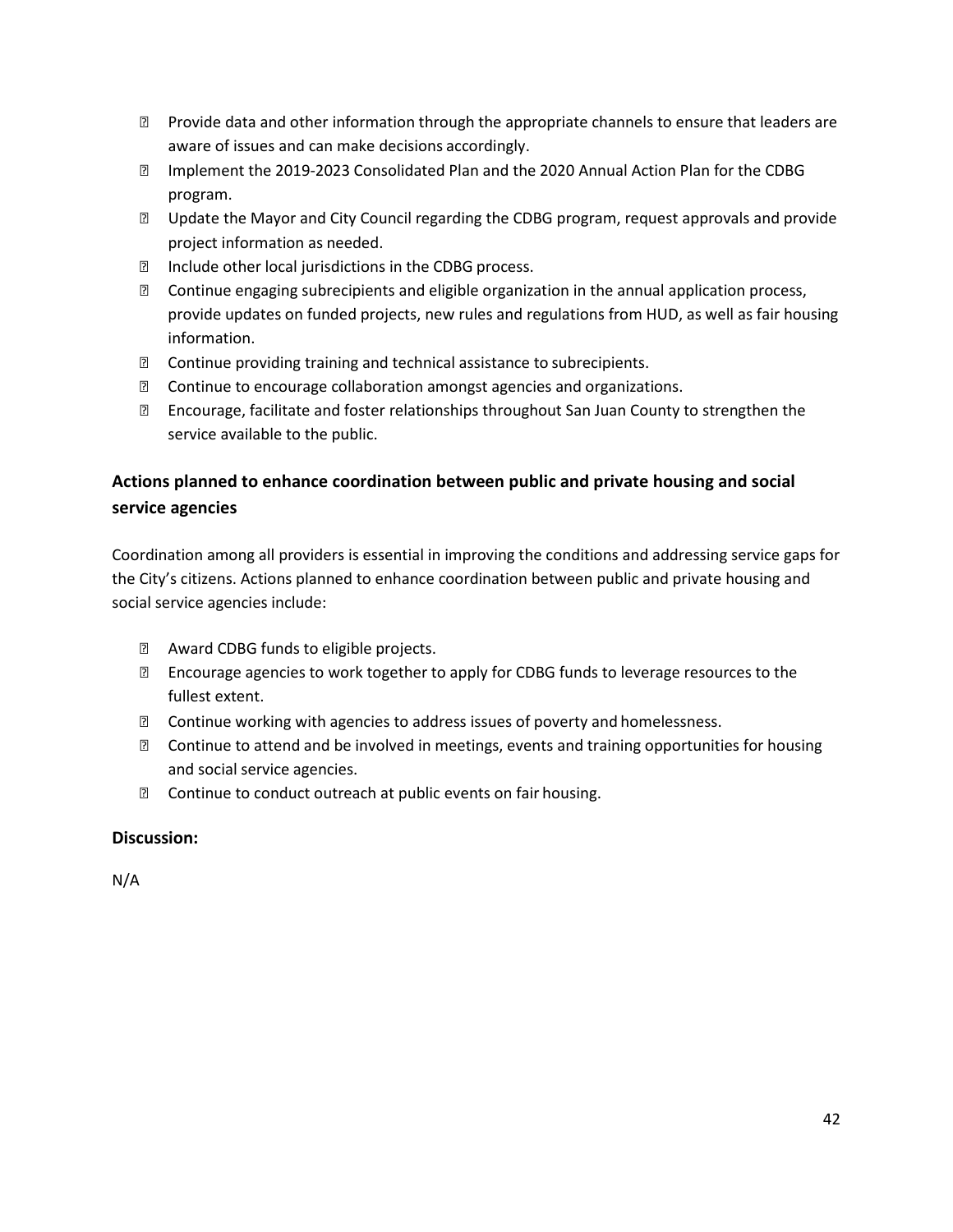- Provide data and other information through the appropriate channels to ensure that leaders are aware of issues and can make decisions accordingly.
- Implement the 2019-2023 Consolidated Plan and the 2020 Annual Action Plan for the CDBG program.
- Update the Mayor and City Council regarding the CDBG program, request approvals and provide project information as needed.
- Include other local jurisdictions in the CDBG process.
- Continue engaging subrecipients and eligible organization in the annual application process, provide updates on funded projects, new rules and regulations from HUD, as well as fair housing information.
- Continue providing training and technical assistance to subrecipients.
- Continue to encourage collaboration amongst agencies and organizations.
- Encourage, facilitate and foster relationships throughout San Juan County to strengthen the service available to the public.

## Actions planned to enhance coordination between public and private housing and social service agencies

Coordination among all providers is essential in improving the conditions and addressing service gaps for the City's citizens. Actions planned to enhance coordination between public and private housing and social service agencies include:

- Award CDBG funds to eligible projects.
- Encourage agencies to work together to apply for CDBG funds to leverage resources to the fullest extent.
- Continue working with agencies to address issues of poverty and homelessness.
- Continue to attend and be involved in meetings, events and training opportunities for housing and social service agencies.
- Continue to conduct outreach at public events on fair housing.

## Discussion:

N/A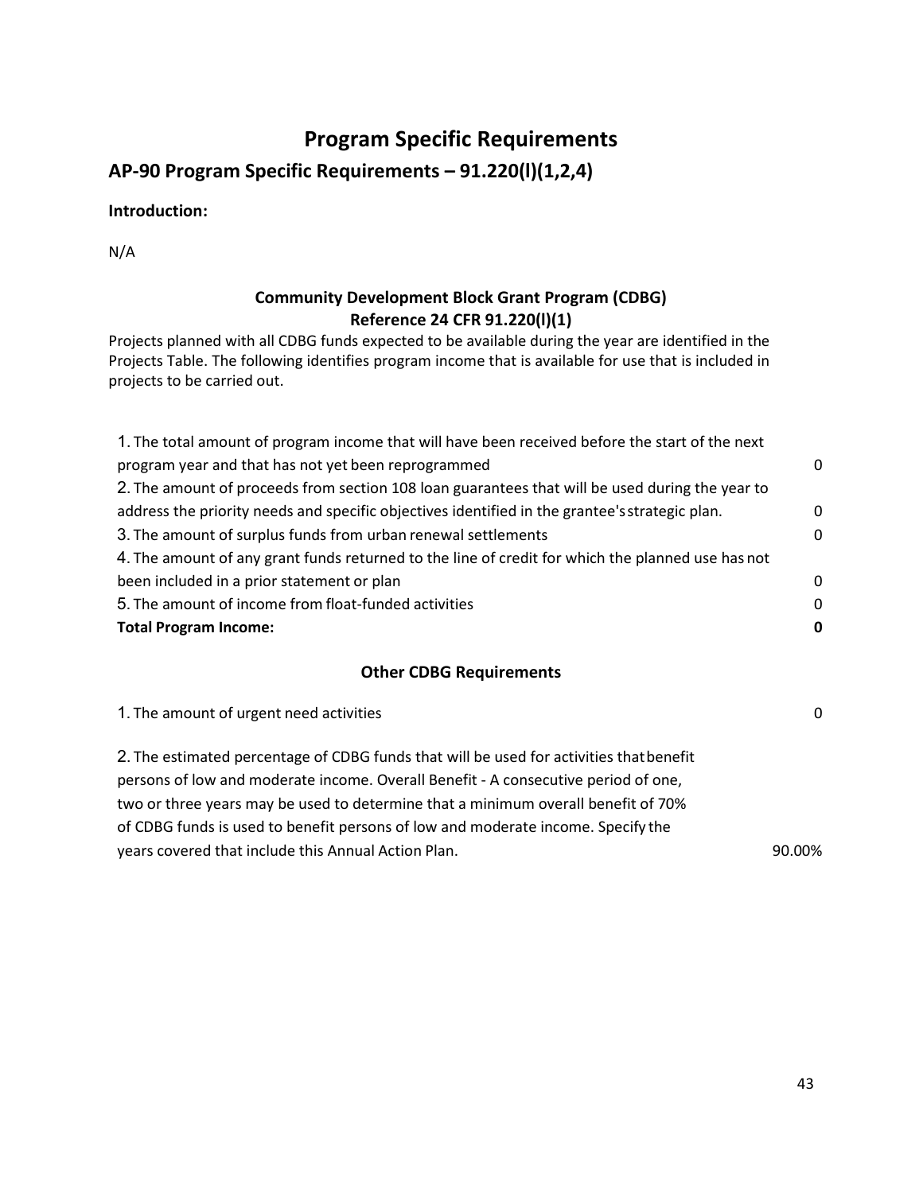# Program Specific Requirements

## AP-90 Program Specific Requirements – 91.220(l)(1,2,4)

**Introduction:**

N/A

### Community Development Block Grant Program (CDBG)
### Reference 24 CFR 91.220(l)(1)

Projects planned with all CDBG funds expected to be available during the year are identified in the Projects Table. The following identifies program income that is available for use that is included in projects to be carried out.

| | |
|---|---|
| 1. The total amount of program income that will have been received before the start of the next program year and that has not yet been reprogrammed | 0 |
| 2. The amount of proceeds from section 108 loan guarantees that will be used during the year to address the priority needs and specific objectives identified in the grantee's strategic plan. | 0 |
| 3. The amount of surplus funds from urban renewal settlements | 0 |
| 4. The amount of any grant funds returned to the line of credit for which the planned use has not been included in a prior statement or plan | 0 |
| 5. The amount of income from float-funded activities | 0 |
| **Total Program Income:** | **0** |

### Other CDBG Requirements

| | |
|---|---|
| 1. The amount of urgent need activities | 0 |
| 2. The estimated percentage of CDBG funds that will be used for activities that benefit persons of low and moderate income. Overall Benefit - A consecutive period of one, two or three years may be used to determine that a minimum overall benefit of 70% of CDBG funds is used to benefit persons of low and moderate income. Specify the years covered that include this Annual Action Plan. | 90.00% |